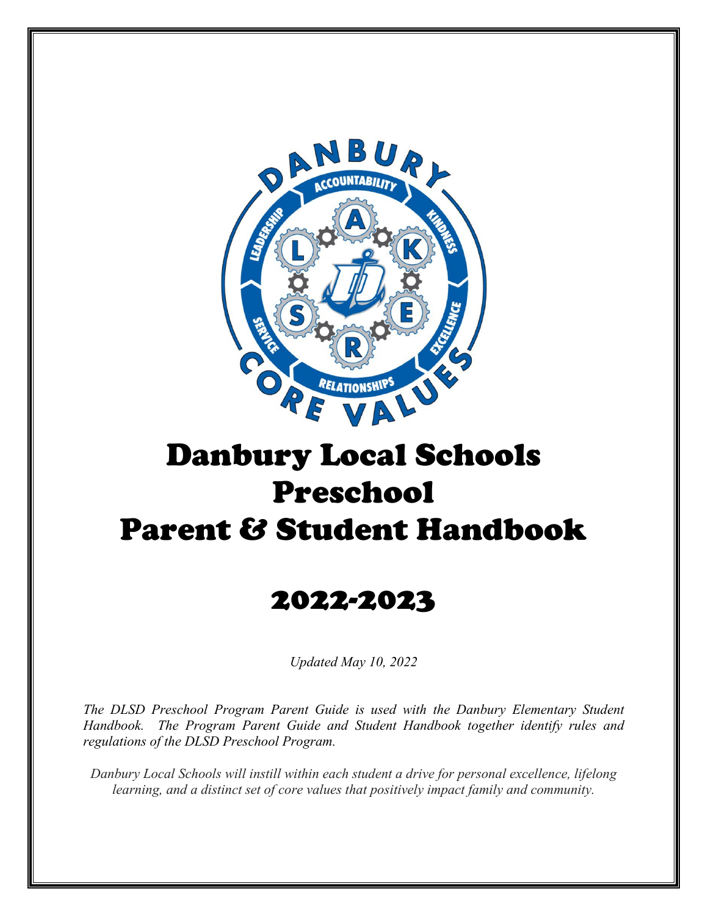# Danbury Local Schools Preschool Parent & Student Handbook

## 2022-2023

*Updated May 10, 2022*

*The DLSD Preschool Program Parent Guide is used with the Danbury Elementary Student Handbook. The Program Parent Guide and Student Handbook together identify rules and regulations of the DLSD Preschool Program.*

*Danbury Local Schools will instill within each student a drive for personal excellence, lifelong learning, and a distinct set of core values that positively impact family and community.*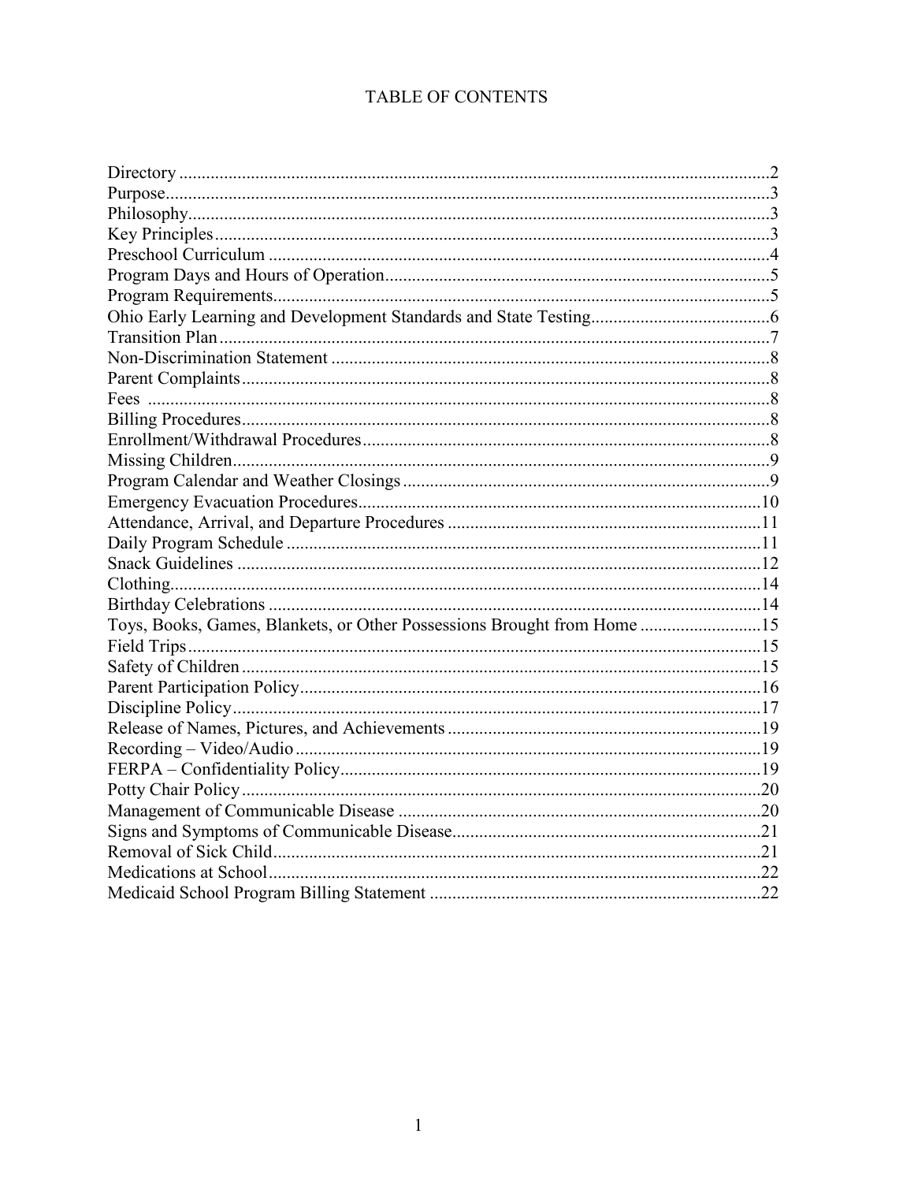# TABLE OF CONTENTS

| | |
|---|---|
| Directory | 2 |
| Purpose | 3 |
| Philosophy | 3 |
| Key Principles | 3 |
| Preschool Curriculum | 4 |
| Program Days and Hours of Operation | 5 |
| Program Requirements | 5 |
| Ohio Early Learning and Development Standards and State Testing | 6 |
| Transition Plan | 7 |
| Non-Discrimination Statement | 8 |
| Parent Complaints | 8 |
| Fees | 8 |
| Billing Procedures | 8 |
| Enrollment/Withdrawal Procedures | 8 |
| Missing Children | 9 |
| Program Calendar and Weather Closings | 9 |
| Emergency Evacuation Procedures | 10 |
| Attendance, Arrival, and Departure Procedures | 11 |
| Daily Program Schedule | 11 |
| Snack Guidelines | 12 |
| Clothing | 14 |
| Birthday Celebrations | 14 |
| Toys, Books, Games, Blankets, or Other Possessions Brought from Home | 15 |
| Field Trips | 15 |
| Safety of Children | 15 |
| Parent Participation Policy | 16 |
| Discipline Policy | 17 |
| Release of Names, Pictures, and Achievements | 19 |
| Recording – Video/Audio | 19 |
| FERPA – Confidentiality Policy | 19 |
| Potty Chair Policy | 20 |
| Management of Communicable Disease | 20 |
| Signs and Symptoms of Communicable Disease | 21 |
| Removal of Sick Child | 21 |
| Medications at School | 22 |
| Medicaid School Program Billing Statement | 22 |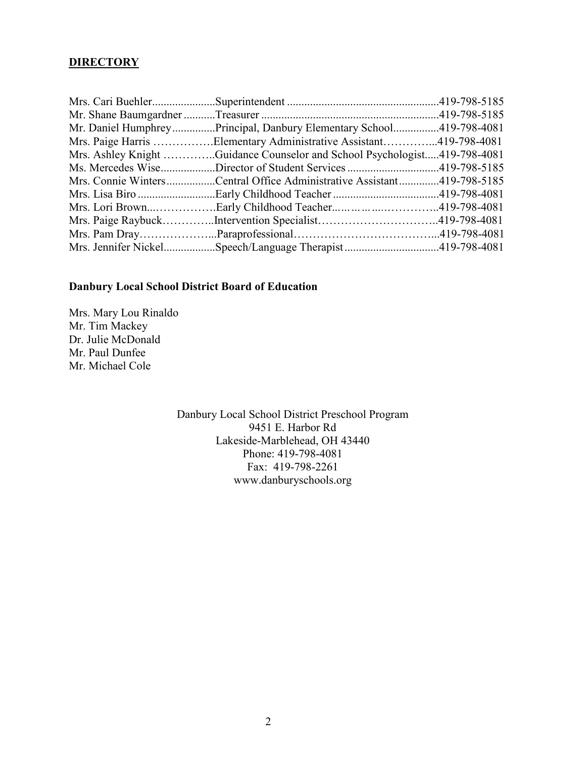## DIRECTORY

| Name | Title | Phone |
|---|---|---|
| Mrs. Cari Buehler | Superintendent | 419-798-5185 |
| Mr. Shane Baumgardner | Treasurer | 419-798-5185 |
| Mr. Daniel Humphrey | Principal, Danbury Elementary School | 419-798-4081 |
| Mrs. Paige Harris | Elementary Administrative Assistant | 419-798-4081 |
| Mrs. Ashley Knight | Guidance Counselor and School Psychologist | 419-798-4081 |
| Ms. Mercedes Wise | Director of Student Services | 419-798-5185 |
| Mrs. Connie Winters | Central Office Administrative Assistant | 419-798-5185 |
| Mrs. Lisa Biro | Early Childhood Teacher | 419-798-4081 |
| Mrs. Lori Brown | Early Childhood Teacher | 419-798-4081 |
| Mrs. Paige Raybuck | Intervention Specialist | 419-798-4081 |
| Mrs. Pam Dray | Paraprofessional | 419-798-4081 |
| Mrs. Jennifer Nickel | Speech/Language Therapist | 419-798-4081 |

**Danbury Local School District Board of Education**

Mrs. Mary Lou Rinaldo
Mr. Tim Mackey
Dr. Julie McDonald
Mr. Paul Dunfee
Mr. Michael Cole

Danbury Local School District Preschool Program
9451 E. Harbor Rd
Lakeside-Marblehead, OH 43440
Phone: 419-798-4081
Fax: 419-798-2261
www.danburyschools.org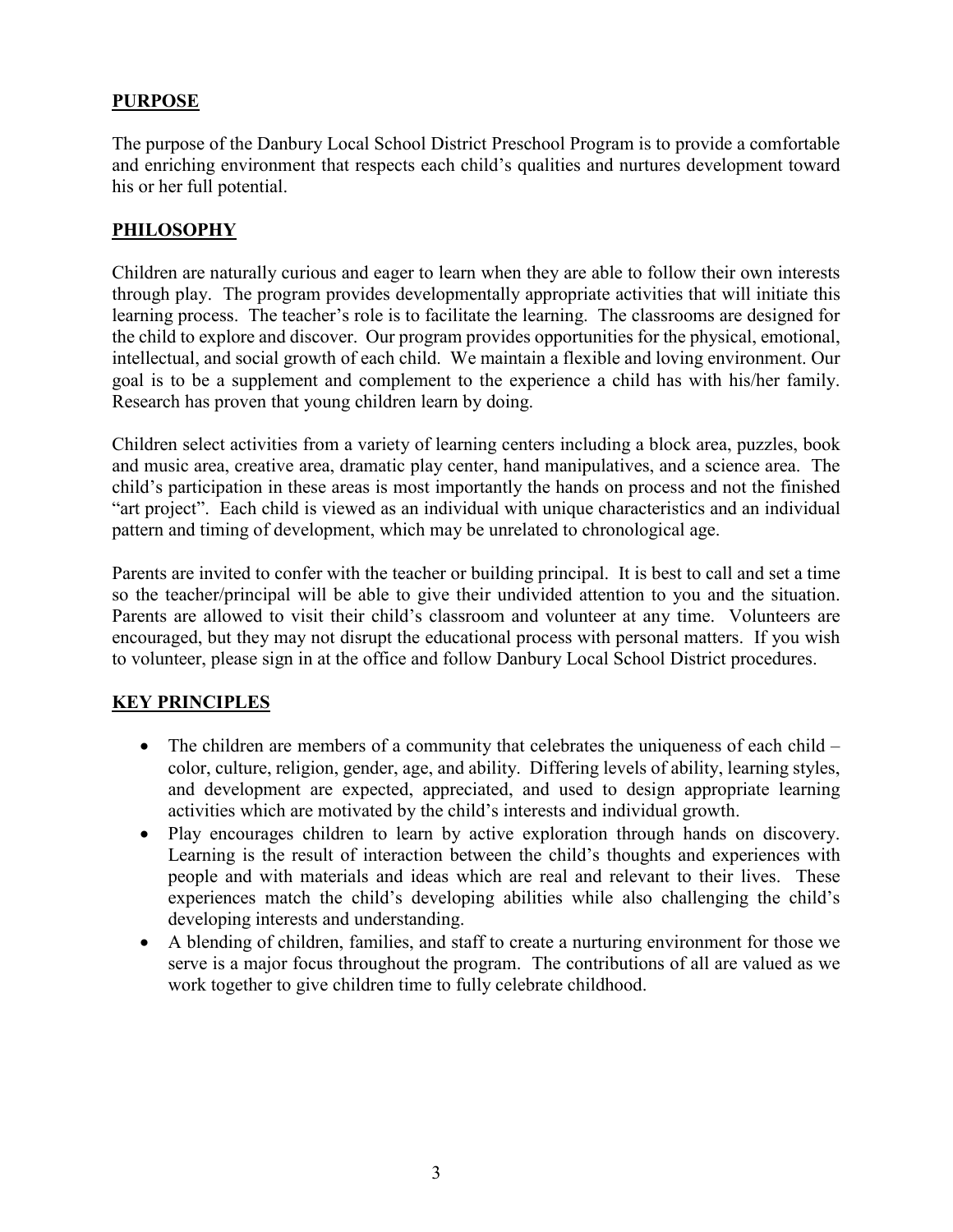## PURPOSE

The purpose of the Danbury Local School District Preschool Program is to provide a comfortable and enriching environment that respects each child's qualities and nurtures development toward his or her full potential.

## PHILOSOPHY

Children are naturally curious and eager to learn when they are able to follow their own interests through play. The program provides developmentally appropriate activities that will initiate this learning process. The teacher's role is to facilitate the learning. The classrooms are designed for the child to explore and discover. Our program provides opportunities for the physical, emotional, intellectual, and social growth of each child. We maintain a flexible and loving environment. Our goal is to be a supplement and complement to the experience a child has with his/her family. Research has proven that young children learn by doing.

Children select activities from a variety of learning centers including a block area, puzzles, book and music area, creative area, dramatic play center, hand manipulatives, and a science area. The child's participation in these areas is most importantly the hands on process and not the finished "art project". Each child is viewed as an individual with unique characteristics and an individual pattern and timing of development, which may be unrelated to chronological age.

Parents are invited to confer with the teacher or building principal. It is best to call and set a time so the teacher/principal will be able to give their undivided attention to you and the situation. Parents are allowed to visit their child's classroom and volunteer at any time. Volunteers are encouraged, but they may not disrupt the educational process with personal matters. If you wish to volunteer, please sign in at the office and follow Danbury Local School District procedures.

## KEY PRINCIPLES

- The children are members of a community that celebrates the uniqueness of each child – color, culture, religion, gender, age, and ability. Differing levels of ability, learning styles, and development are expected, appreciated, and used to design appropriate learning activities which are motivated by the child's interests and individual growth.
- Play encourages children to learn by active exploration through hands on discovery. Learning is the result of interaction between the child's thoughts and experiences with people and with materials and ideas which are real and relevant to their lives. These experiences match the child's developing abilities while also challenging the child's developing interests and understanding.
- A blending of children, families, and staff to create a nurturing environment for those we serve is a major focus throughout the program. The contributions of all are valued as we work together to give children time to fully celebrate childhood.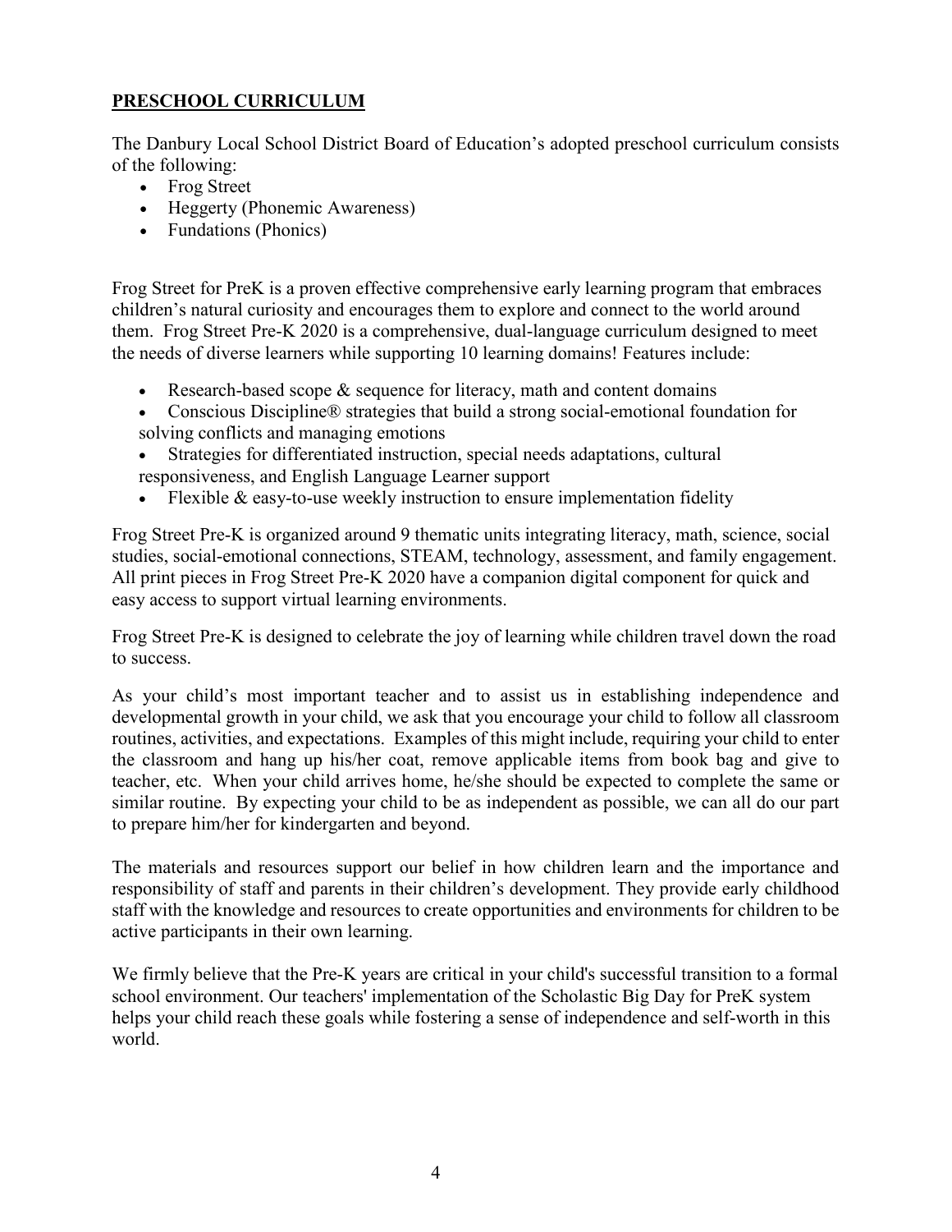## PRESCHOOL CURRICULUM

The Danbury Local School District Board of Education's adopted preschool curriculum consists of the following:

- Frog Street
- Heggerty (Phonemic Awareness)
- Fundations (Phonics)

Frog Street for PreK is a proven effective comprehensive early learning program that embraces children's natural curiosity and encourages them to explore and connect to the world around them. Frog Street Pre-K 2020 is a comprehensive, dual-language curriculum designed to meet the needs of diverse learners while supporting 10 learning domains! Features include:

- Research-based scope & sequence for literacy, math and content domains
- Conscious Discipline® strategies that build a strong social-emotional foundation for solving conflicts and managing emotions
- Strategies for differentiated instruction, special needs adaptations, cultural responsiveness, and English Language Learner support
- Flexible & easy-to-use weekly instruction to ensure implementation fidelity

Frog Street Pre-K is organized around 9 thematic units integrating literacy, math, science, social studies, social-emotional connections, STEAM, technology, assessment, and family engagement. All print pieces in Frog Street Pre-K 2020 have a companion digital component for quick and easy access to support virtual learning environments.

Frog Street Pre-K is designed to celebrate the joy of learning while children travel down the road to success.

As your child's most important teacher and to assist us in establishing independence and developmental growth in your child, we ask that you encourage your child to follow all classroom routines, activities, and expectations. Examples of this might include, requiring your child to enter the classroom and hang up his/her coat, remove applicable items from book bag and give to teacher, etc. When your child arrives home, he/she should be expected to complete the same or similar routine. By expecting your child to be as independent as possible, we can all do our part to prepare him/her for kindergarten and beyond.

The materials and resources support our belief in how children learn and the importance and responsibility of staff and parents in their children's development. They provide early childhood staff with the knowledge and resources to create opportunities and environments for children to be active participants in their own learning.

We firmly believe that the Pre-K years are critical in your child's successful transition to a formal school environment. Our teachers' implementation of the Scholastic Big Day for PreK system helps your child reach these goals while fostering a sense of independence and self-worth in this world.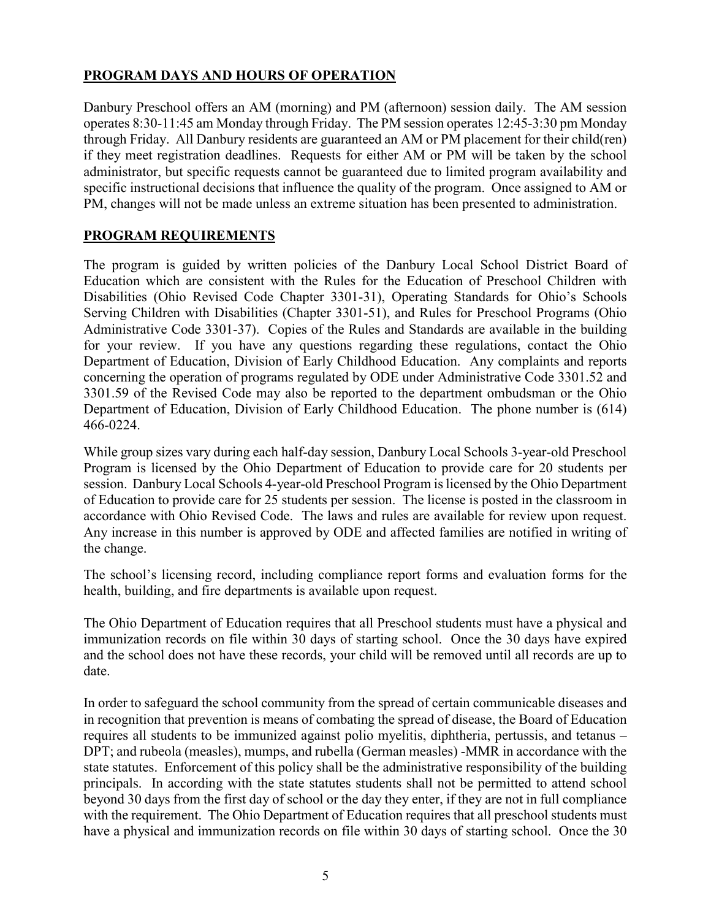## PROGRAM DAYS AND HOURS OF OPERATION

Danbury Preschool offers an AM (morning) and PM (afternoon) session daily. The AM session operates 8:30-11:45 am Monday through Friday. The PM session operates 12:45-3:30 pm Monday through Friday. All Danbury residents are guaranteed an AM or PM placement for their child(ren) if they meet registration deadlines. Requests for either AM or PM will be taken by the school administrator, but specific requests cannot be guaranteed due to limited program availability and specific instructional decisions that influence the quality of the program. Once assigned to AM or PM, changes will not be made unless an extreme situation has been presented to administration.

## PROGRAM REQUIREMENTS

The program is guided by written policies of the Danbury Local School District Board of Education which are consistent with the Rules for the Education of Preschool Children with Disabilities (Ohio Revised Code Chapter 3301-31), Operating Standards for Ohio's Schools Serving Children with Disabilities (Chapter 3301-51), and Rules for Preschool Programs (Ohio Administrative Code 3301-37). Copies of the Rules and Standards are available in the building for your review. If you have any questions regarding these regulations, contact the Ohio Department of Education, Division of Early Childhood Education. Any complaints and reports concerning the operation of programs regulated by ODE under Administrative Code 3301.52 and 3301.59 of the Revised Code may also be reported to the department ombudsman or the Ohio Department of Education, Division of Early Childhood Education. The phone number is (614) 466-0224.

While group sizes vary during each half-day session, Danbury Local Schools 3-year-old Preschool Program is licensed by the Ohio Department of Education to provide care for 20 students per session. Danbury Local Schools 4-year-old Preschool Program is licensed by the Ohio Department of Education to provide care for 25 students per session. The license is posted in the classroom in accordance with Ohio Revised Code. The laws and rules are available for review upon request. Any increase in this number is approved by ODE and affected families are notified in writing of the change.

The school's licensing record, including compliance report forms and evaluation forms for the health, building, and fire departments is available upon request.

The Ohio Department of Education requires that all Preschool students must have a physical and immunization records on file within 30 days of starting school. Once the 30 days have expired and the school does not have these records, your child will be removed until all records are up to date.

In order to safeguard the school community from the spread of certain communicable diseases and in recognition that prevention is means of combating the spread of disease, the Board of Education requires all students to be immunized against polio myelitis, diphtheria, pertussis, and tetanus – DPT; and rubeola (measles), mumps, and rubella (German measles) -MMR in accordance with the state statutes. Enforcement of this policy shall be the administrative responsibility of the building principals. In according with the state statutes students shall not be permitted to attend school beyond 30 days from the first day of school or the day they enter, if they are not in full compliance with the requirement. The Ohio Department of Education requires that all preschool students must have a physical and immunization records on file within 30 days of starting school. Once the 30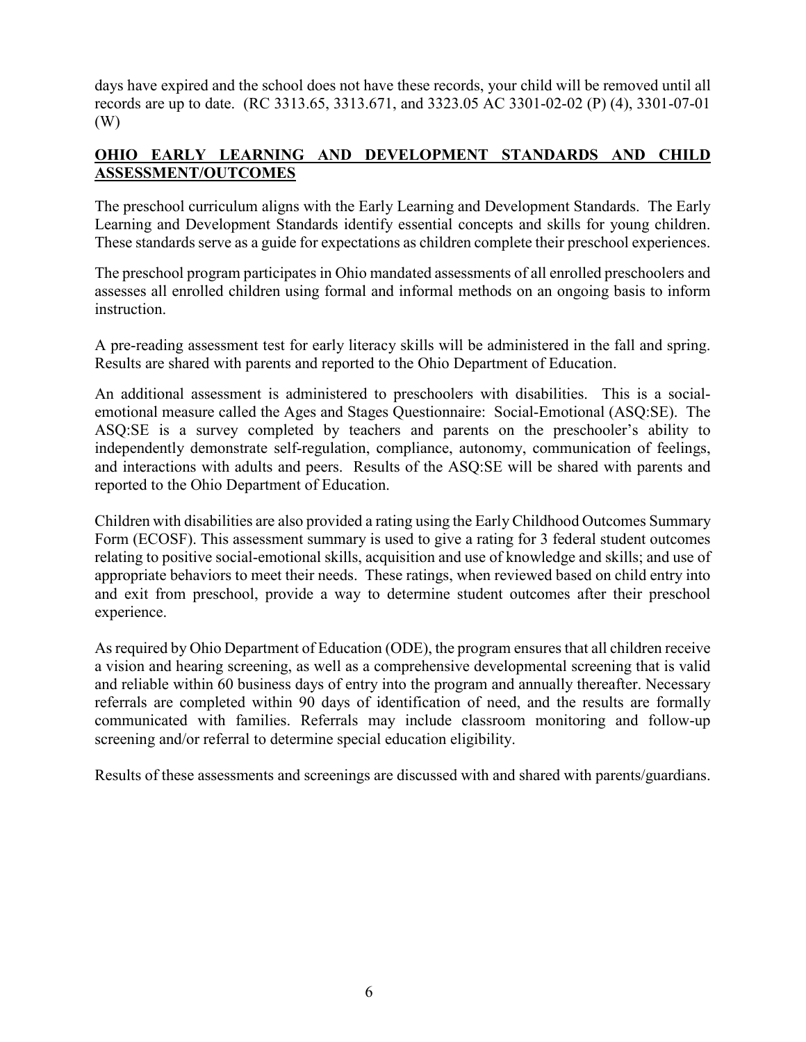days have expired and the school does not have these records, your child will be removed until all records are up to date. (RC 3313.65, 3313.671, and 3323.05 AC 3301-02-02 (P) (4), 3301-07-01 (W)

## OHIO EARLY LEARNING AND DEVELOPMENT STANDARDS AND CHILD ASSESSMENT/OUTCOMES

The preschool curriculum aligns with the Early Learning and Development Standards. The Early Learning and Development Standards identify essential concepts and skills for young children. These standards serve as a guide for expectations as children complete their preschool experiences.

The preschool program participates in Ohio mandated assessments of all enrolled preschoolers and assesses all enrolled children using formal and informal methods on an ongoing basis to inform instruction.

A pre-reading assessment test for early literacy skills will be administered in the fall and spring. Results are shared with parents and reported to the Ohio Department of Education.

An additional assessment is administered to preschoolers with disabilities. This is a social-emotional measure called the Ages and Stages Questionnaire: Social-Emotional (ASQ:SE). The ASQ:SE is a survey completed by teachers and parents on the preschooler's ability to independently demonstrate self-regulation, compliance, autonomy, communication of feelings, and interactions with adults and peers. Results of the ASQ:SE will be shared with parents and reported to the Ohio Department of Education.

Children with disabilities are also provided a rating using the Early Childhood Outcomes Summary Form (ECOSF). This assessment summary is used to give a rating for 3 federal student outcomes relating to positive social-emotional skills, acquisition and use of knowledge and skills; and use of appropriate behaviors to meet their needs. These ratings, when reviewed based on child entry into and exit from preschool, provide a way to determine student outcomes after their preschool experience.

As required by Ohio Department of Education (ODE), the program ensures that all children receive a vision and hearing screening, as well as a comprehensive developmental screening that is valid and reliable within 60 business days of entry into the program and annually thereafter. Necessary referrals are completed within 90 days of identification of need, and the results are formally communicated with families. Referrals may include classroom monitoring and follow-up screening and/or referral to determine special education eligibility.

Results of these assessments and screenings are discussed with and shared with parents/guardians.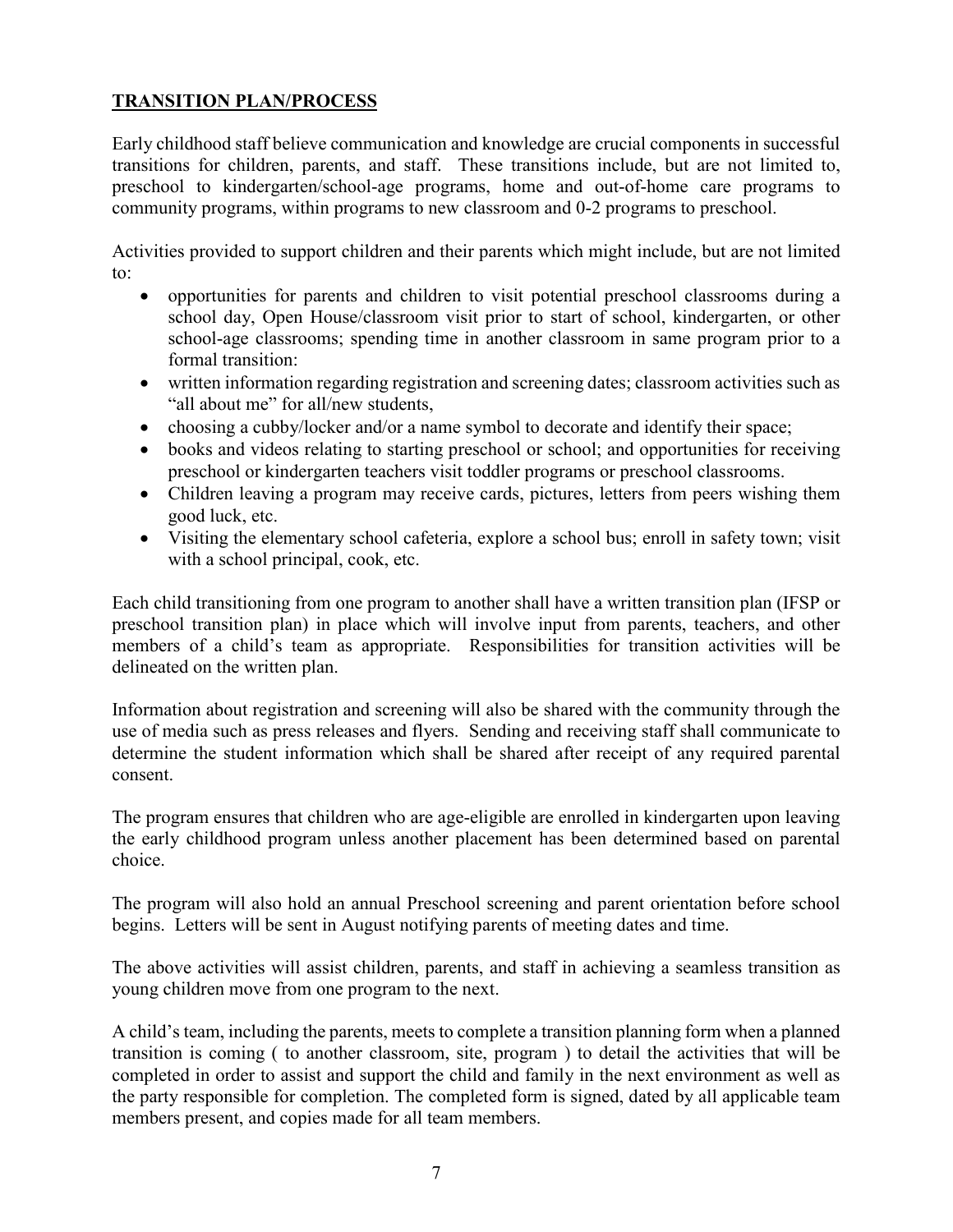## **TRANSITION PLAN/PROCESS**

Early childhood staff believe communication and knowledge are crucial components in successful transitions for children, parents, and staff. These transitions include, but are not limited to, preschool to kindergarten/school-age programs, home and out-of-home care programs to community programs, within programs to new classroom and 0-2 programs to preschool.

Activities provided to support children and their parents which might include, but are not limited to:

- opportunities for parents and children to visit potential preschool classrooms during a school day, Open House/classroom visit prior to start of school, kindergarten, or other school-age classrooms; spending time in another classroom in same program prior to a formal transition:
- written information regarding registration and screening dates; classroom activities such as "all about me" for all/new students,
- choosing a cubby/locker and/or a name symbol to decorate and identify their space;
- books and videos relating to starting preschool or school; and opportunities for receiving preschool or kindergarten teachers visit toddler programs or preschool classrooms.
- Children leaving a program may receive cards, pictures, letters from peers wishing them good luck, etc.
- Visiting the elementary school cafeteria, explore a school bus; enroll in safety town; visit with a school principal, cook, etc.

Each child transitioning from one program to another shall have a written transition plan (IFSP or preschool transition plan) in place which will involve input from parents, teachers, and other members of a child's team as appropriate. Responsibilities for transition activities will be delineated on the written plan.

Information about registration and screening will also be shared with the community through the use of media such as press releases and flyers. Sending and receiving staff shall communicate to determine the student information which shall be shared after receipt of any required parental consent.

The program ensures that children who are age-eligible are enrolled in kindergarten upon leaving the early childhood program unless another placement has been determined based on parental choice.

The program will also hold an annual Preschool screening and parent orientation before school begins. Letters will be sent in August notifying parents of meeting dates and time.

The above activities will assist children, parents, and staff in achieving a seamless transition as young children move from one program to the next.

A child's team, including the parents, meets to complete a transition planning form when a planned transition is coming ( to another classroom, site, program ) to detail the activities that will be completed in order to assist and support the child and family in the next environment as well as the party responsible for completion. The completed form is signed, dated by all applicable team members present, and copies made for all team members.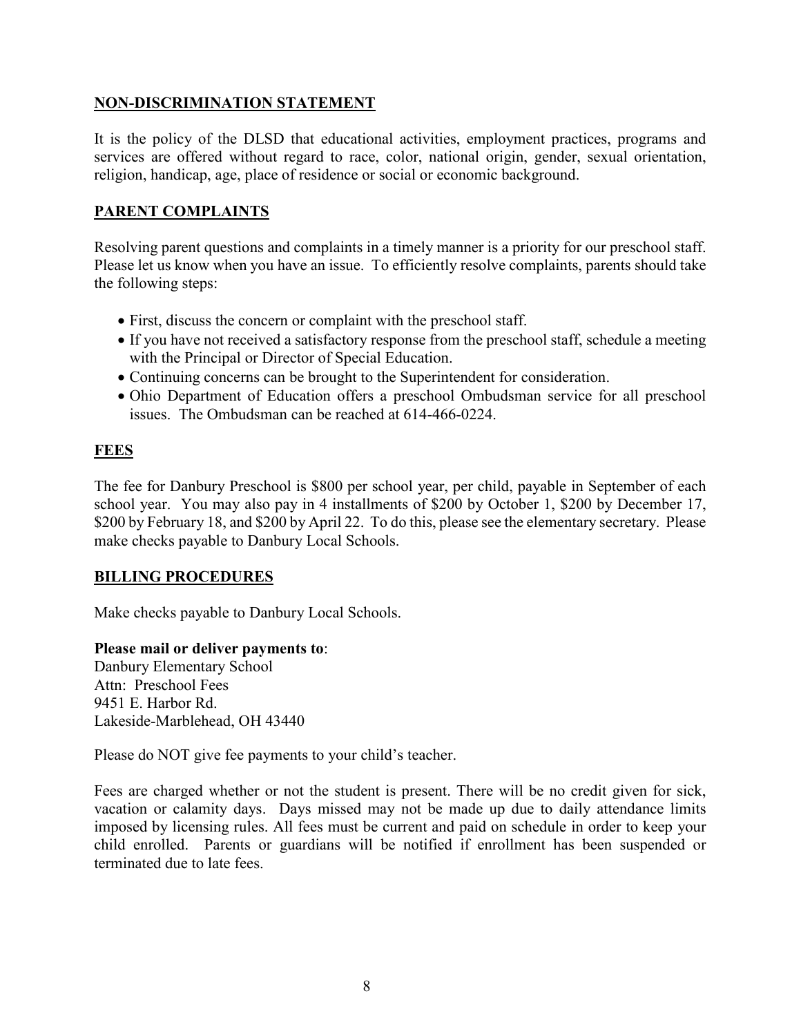## NON-DISCRIMINATION STATEMENT

It is the policy of the DLSD that educational activities, employment practices, programs and services are offered without regard to race, color, national origin, gender, sexual orientation, religion, handicap, age, place of residence or social or economic background.

## PARENT COMPLAINTS

Resolving parent questions and complaints in a timely manner is a priority for our preschool staff. Please let us know when you have an issue. To efficiently resolve complaints, parents should take the following steps:

- First, discuss the concern or complaint with the preschool staff.
- If you have not received a satisfactory response from the preschool staff, schedule a meeting with the Principal or Director of Special Education.
- Continuing concerns can be brought to the Superintendent for consideration.
- Ohio Department of Education offers a preschool Ombudsman service for all preschool issues. The Ombudsman can be reached at 614-466-0224.

## FEES

The fee for Danbury Preschool is $800 per school year, per child, payable in September of each school year. You may also pay in 4 installments of $200 by October 1, $200 by December 17, $200 by February 18, and $200 by April 22. To do this, please see the elementary secretary. Please make checks payable to Danbury Local Schools.

## BILLING PROCEDURES

Make checks payable to Danbury Local Schools.

**Please mail or deliver payments to**:
Danbury Elementary School
Attn: Preschool Fees
9451 E. Harbor Rd.
Lakeside-Marblehead, OH 43440

Please do NOT give fee payments to your child's teacher.

Fees are charged whether or not the student is present. There will be no credit given for sick, vacation or calamity days. Days missed may not be made up due to daily attendance limits imposed by licensing rules. All fees must be current and paid on schedule in order to keep your child enrolled. Parents or guardians will be notified if enrollment has been suspended or terminated due to late fees.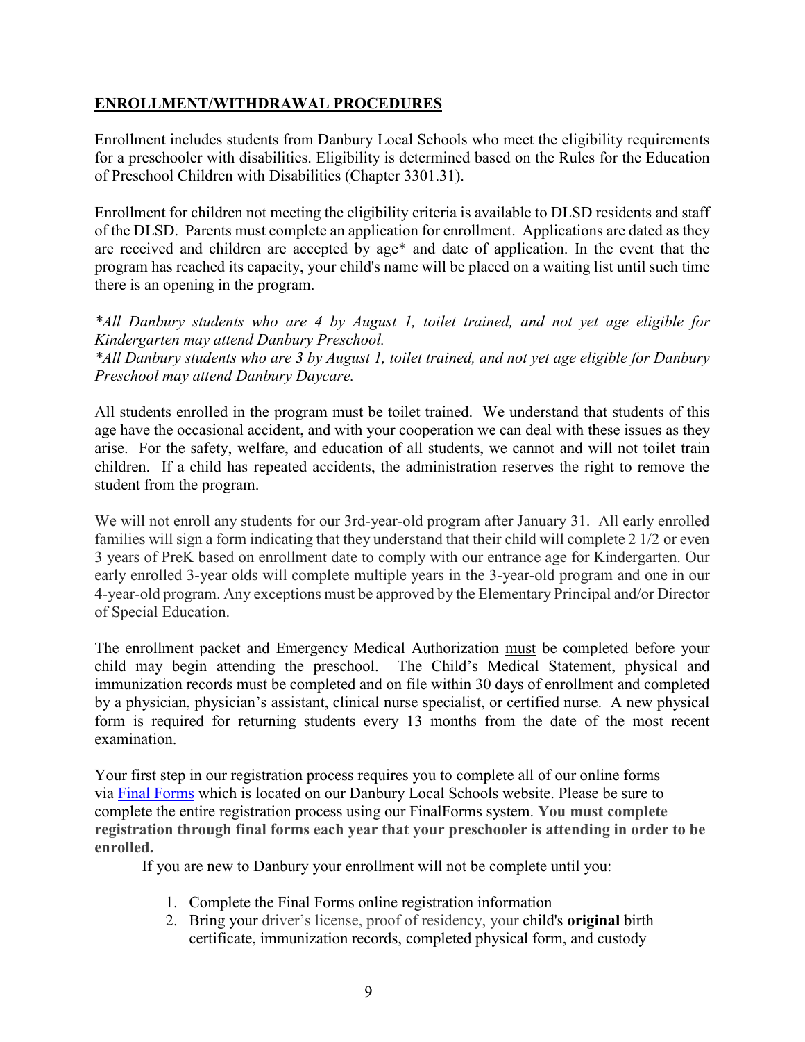## ENROLLMENT/WITHDRAWAL PROCEDURES

Enrollment includes students from Danbury Local Schools who meet the eligibility requirements for a preschooler with disabilities. Eligibility is determined based on the Rules for the Education of Preschool Children with Disabilities (Chapter 3301.31).

Enrollment for children not meeting the eligibility criteria is available to DLSD residents and staff of the DLSD. Parents must complete an application for enrollment. Applications are dated as they are received and children are accepted by age* and date of application. In the event that the program has reached its capacity, your child's name will be placed on a waiting list until such time there is an opening in the program.

*\*All Danbury students who are 4 by August 1, toilet trained, and not yet age eligible for Kindergarten may attend Danbury Preschool.*
*\*All Danbury students who are 3 by August 1, toilet trained, and not yet age eligible for Danbury Preschool may attend Danbury Daycare.*

All students enrolled in the program must be toilet trained. We understand that students of this age have the occasional accident, and with your cooperation we can deal with these issues as they arise. For the safety, welfare, and education of all students, we cannot and will not toilet train children. If a child has repeated accidents, the administration reserves the right to remove the student from the program.

We will not enroll any students for our 3rd-year-old program after January 31. All early enrolled families will sign a form indicating that they understand that their child will complete 2 1/2 or even 3 years of PreK based on enrollment date to comply with our entrance age for Kindergarten. Our early enrolled 3-year olds will complete multiple years in the 3-year-old program and one in our 4-year-old program. Any exceptions must be approved by the Elementary Principal and/or Director of Special Education.

The enrollment packet and Emergency Medical Authorization <u>must</u> be completed before your child may begin attending the preschool. The Child's Medical Statement, physical and immunization records must be completed and on file within 30 days of enrollment and completed by a physician, physician's assistant, clinical nurse specialist, or certified nurse. A new physical form is required for returning students every 13 months from the date of the most recent examination.

Your first step in our registration process requires you to complete all of our online forms via Final Forms which is located on our Danbury Local Schools website. Please be sure to complete the entire registration process using our FinalForms system. **You must complete registration through final forms each year that your preschooler is attending in order to be enrolled.**

If you are new to Danbury your enrollment will not be complete until you:

1. Complete the Final Forms online registration information
2. Bring your driver's license, proof of residency, your child's **original** birth certificate, immunization records, completed physical form, and custody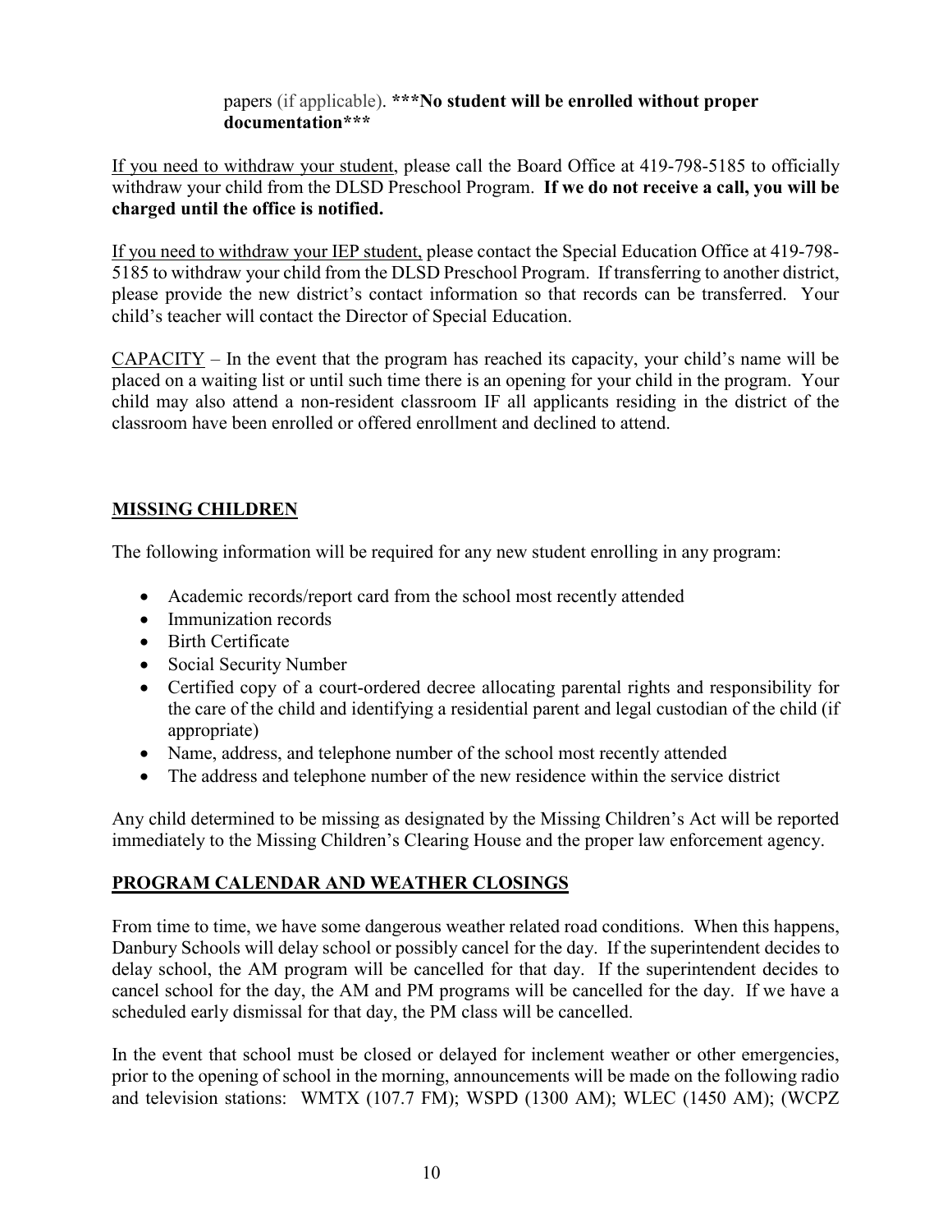papers (if applicable). **\*\*\*No student will be enrolled without proper documentation\*\*\***

If you need to withdraw your student, please call the Board Office at 419-798-5185 to officially withdraw your child from the DLSD Preschool Program. **If we do not receive a call, you will be charged until the office is notified.**

If you need to withdraw your IEP student, please contact the Special Education Office at 419-798-5185 to withdraw your child from the DLSD Preschool Program. If transferring to another district, please provide the new district's contact information so that records can be transferred. Your child's teacher will contact the Director of Special Education.

CAPACITY – In the event that the program has reached its capacity, your child's name will be placed on a waiting list or until such time there is an opening for your child in the program. Your child may also attend a non-resident classroom IF all applicants residing in the district of the classroom have been enrolled or offered enrollment and declined to attend.

## MISSING CHILDREN

The following information will be required for any new student enrolling in any program:

- Academic records/report card from the school most recently attended
- Immunization records
- Birth Certificate
- Social Security Number
- Certified copy of a court-ordered decree allocating parental rights and responsibility for the care of the child and identifying a residential parent and legal custodian of the child (if appropriate)
- Name, address, and telephone number of the school most recently attended
- The address and telephone number of the new residence within the service district

Any child determined to be missing as designated by the Missing Children's Act will be reported immediately to the Missing Children's Clearing House and the proper law enforcement agency.

## PROGRAM CALENDAR AND WEATHER CLOSINGS

From time to time, we have some dangerous weather related road conditions. When this happens, Danbury Schools will delay school or possibly cancel for the day. If the superintendent decides to delay school, the AM program will be cancelled for that day. If the superintendent decides to cancel school for the day, the AM and PM programs will be cancelled for the day. If we have a scheduled early dismissal for that day, the PM class will be cancelled.

In the event that school must be closed or delayed for inclement weather or other emergencies, prior to the opening of school in the morning, announcements will be made on the following radio and television stations: WMTX (107.7 FM); WSPD (1300 AM); WLEC (1450 AM); (WCPZ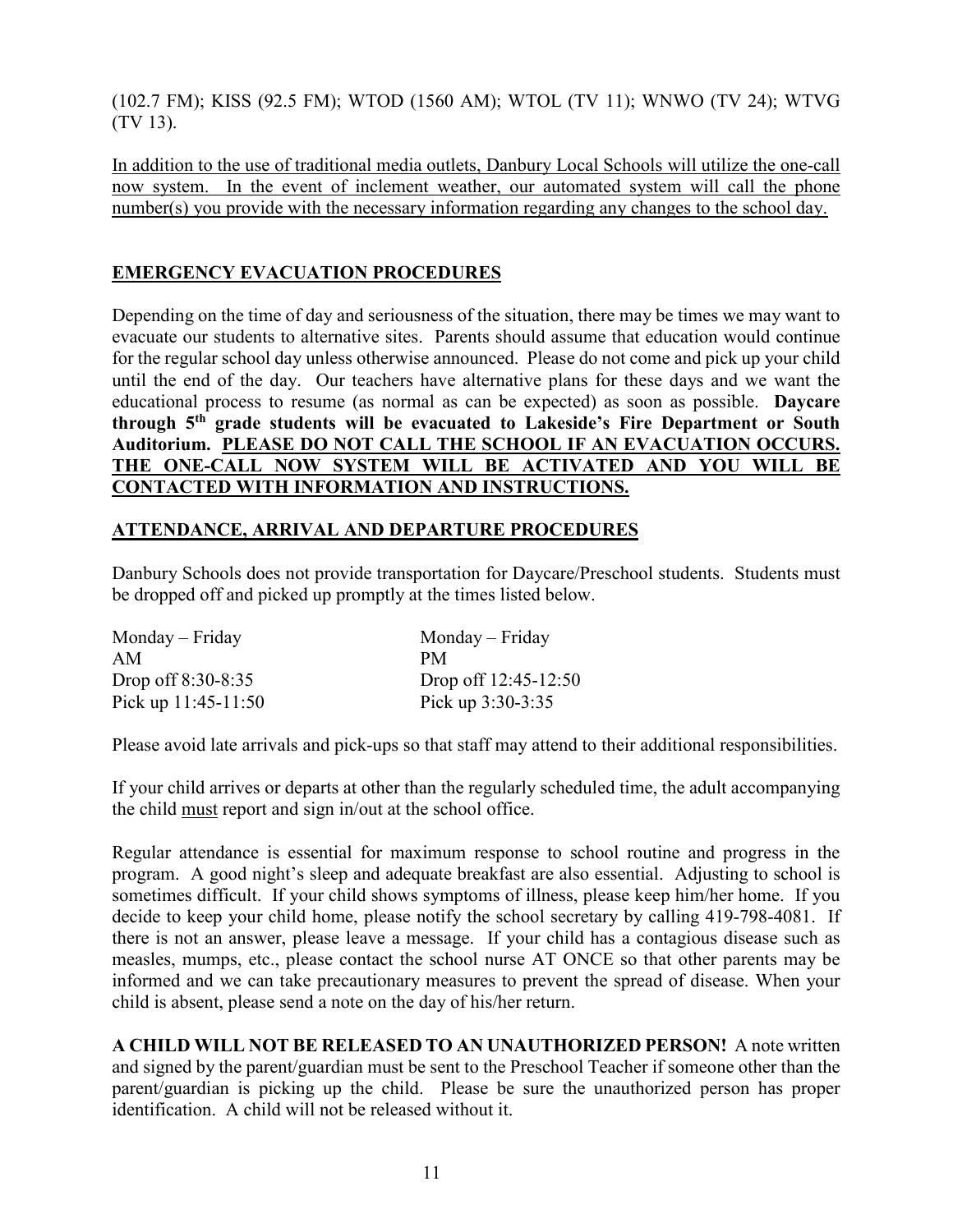(102.7 FM); KISS (92.5 FM); WTOD (1560 AM); WTOL (TV 11); WNWO (TV 24); WTVG (TV 13).

<u>In addition to the use of traditional media outlets, Danbury Local Schools will utilize the one-call now system. In the event of inclement weather, our automated system will call the phone number(s) you provide with the necessary information regarding any changes to the school day.</u>

## EMERGENCY EVACUATION PROCEDURES

Depending on the time of day and seriousness of the situation, there may be times we may want to evacuate our students to alternative sites. Parents should assume that education would continue for the regular school day unless otherwise announced. Please do not come and pick up your child until the end of the day. Our teachers have alternative plans for these days and we want the educational process to resume (as normal as can be expected) as soon as possible. **Daycare through 5th grade students will be evacuated to Lakeside's Fire Department or South Auditorium. <u>PLEASE DO NOT CALL THE SCHOOL IF AN EVACUATION OCCURS. THE ONE-CALL NOW SYSTEM WILL BE ACTIVATED AND YOU WILL BE CONTACTED WITH INFORMATION AND INSTRUCTIONS.</u>**

## ATTENDANCE, ARRIVAL AND DEPARTURE PROCEDURES

Danbury Schools does not provide transportation for Daycare/Preschool students. Students must be dropped off and picked up promptly at the times listed below.

| Monday – Friday | Monday – Friday |
|---|---|
| AM | PM |
| Drop off 8:30-8:35 | Drop off 12:45-12:50 |
| Pick up 11:45-11:50 | Pick up 3:30-3:35 |

Please avoid late arrivals and pick-ups so that staff may attend to their additional responsibilities.

If your child arrives or departs at other than the regularly scheduled time, the adult accompanying the child <u>must</u> report and sign in/out at the school office.

Regular attendance is essential for maximum response to school routine and progress in the program. A good night's sleep and adequate breakfast are also essential. Adjusting to school is sometimes difficult. If your child shows symptoms of illness, please keep him/her home. If you decide to keep your child home, please notify the school secretary by calling 419-798-4081. If there is not an answer, please leave a message. If your child has a contagious disease such as measles, mumps, etc., please contact the school nurse AT ONCE so that other parents may be informed and we can take precautionary measures to prevent the spread of disease. When your child is absent, please send a note on the day of his/her return.

**A CHILD WILL NOT BE RELEASED TO AN UNAUTHORIZED PERSON!** A note written and signed by the parent/guardian must be sent to the Preschool Teacher if someone other than the parent/guardian is picking up the child. Please be sure the unauthorized person has proper identification. A child will not be released without it.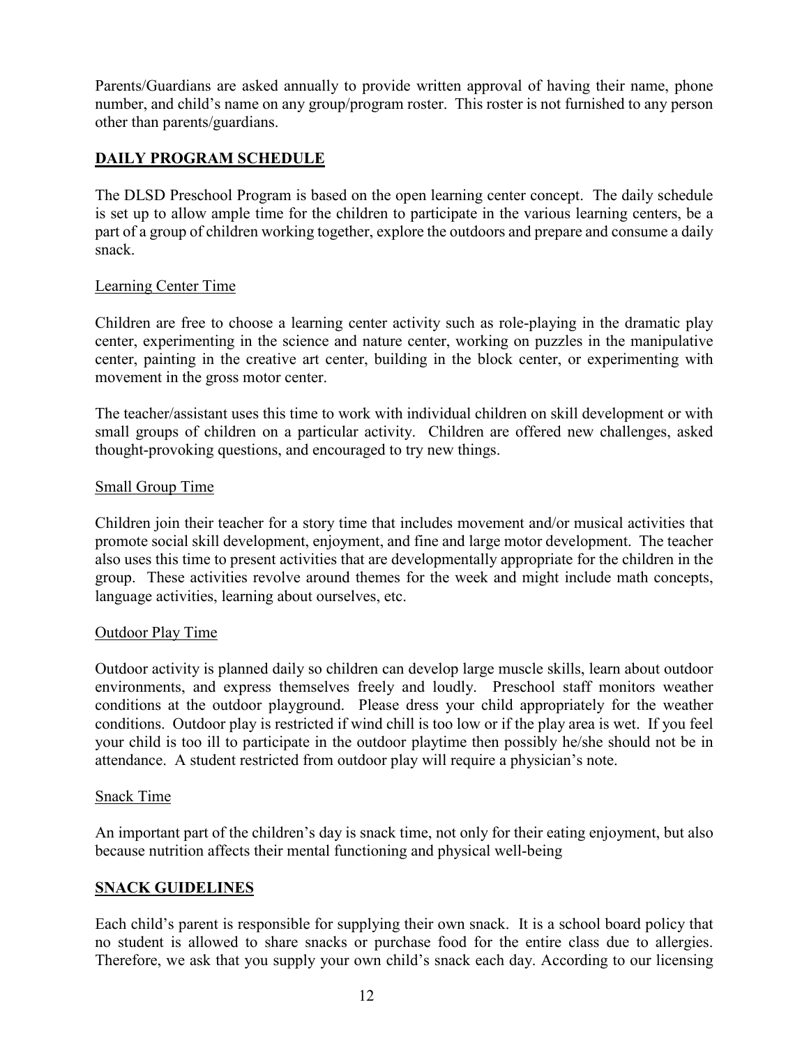Parents/Guardians are asked annually to provide written approval of having their name, phone number, and child's name on any group/program roster. This roster is not furnished to any person other than parents/guardians.

## DAILY PROGRAM SCHEDULE

The DLSD Preschool Program is based on the open learning center concept. The daily schedule is set up to allow ample time for the children to participate in the various learning centers, be a part of a group of children working together, explore the outdoors and prepare and consume a daily snack.

### Learning Center Time

Children are free to choose a learning center activity such as role-playing in the dramatic play center, experimenting in the science and nature center, working on puzzles in the manipulative center, painting in the creative art center, building in the block center, or experimenting with movement in the gross motor center.

The teacher/assistant uses this time to work with individual children on skill development or with small groups of children on a particular activity. Children are offered new challenges, asked thought-provoking questions, and encouraged to try new things.

### Small Group Time

Children join their teacher for a story time that includes movement and/or musical activities that promote social skill development, enjoyment, and fine and large motor development. The teacher also uses this time to present activities that are developmentally appropriate for the children in the group. These activities revolve around themes for the week and might include math concepts, language activities, learning about ourselves, etc.

### Outdoor Play Time

Outdoor activity is planned daily so children can develop large muscle skills, learn about outdoor environments, and express themselves freely and loudly. Preschool staff monitors weather conditions at the outdoor playground. Please dress your child appropriately for the weather conditions. Outdoor play is restricted if wind chill is too low or if the play area is wet. If you feel your child is too ill to participate in the outdoor playtime then possibly he/she should not be in attendance. A student restricted from outdoor play will require a physician's note.

### Snack Time

An important part of the children's day is snack time, not only for their eating enjoyment, but also because nutrition affects their mental functioning and physical well-being

## SNACK GUIDELINES

Each child's parent is responsible for supplying their own snack. It is a school board policy that no student is allowed to share snacks or purchase food for the entire class due to allergies. Therefore, we ask that you supply your own child's snack each day. According to our licensing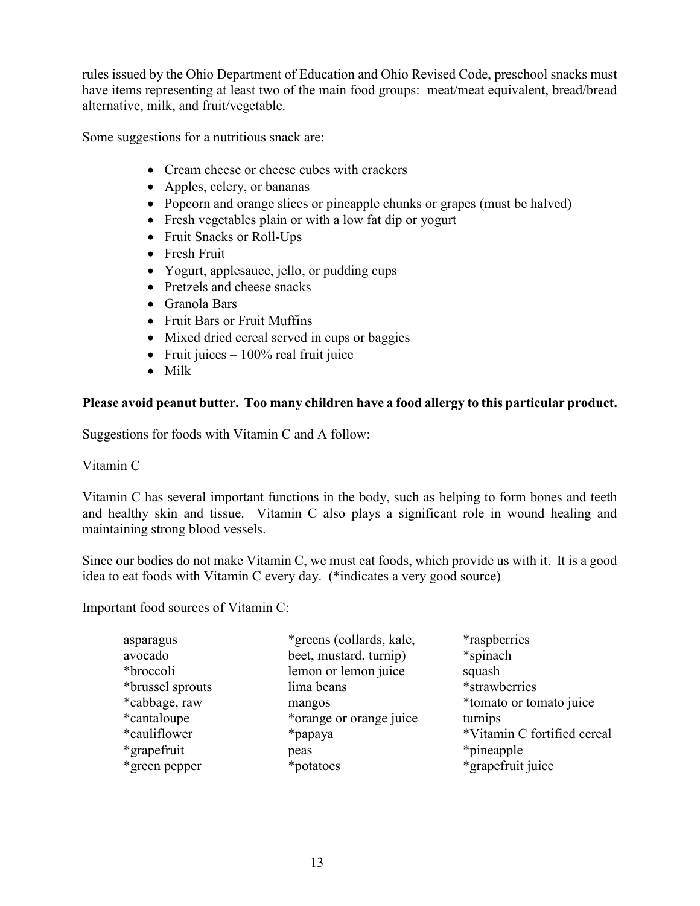rules issued by the Ohio Department of Education and Ohio Revised Code, preschool snacks must have items representing at least two of the main food groups: meat/meat equivalent, bread/bread alternative, milk, and fruit/vegetable.

Some suggestions for a nutritious snack are:

- Cream cheese or cheese cubes with crackers
- Apples, celery, or bananas
- Popcorn and orange slices or pineapple chunks or grapes (must be halved)
- Fresh vegetables plain or with a low fat dip or yogurt
- Fruit Snacks or Roll-Ups
- Fresh Fruit
- Yogurt, applesauce, jello, or pudding cups
- Pretzels and cheese snacks
- Granola Bars
- Fruit Bars or Fruit Muffins
- Mixed dried cereal served in cups or baggies
- Fruit juices – 100% real fruit juice
- Milk

**Please avoid peanut butter. Too many children have a food allergy to this particular product.**

Suggestions for foods with Vitamin C and A follow:

<u>Vitamin C</u>

Vitamin C has several important functions in the body, such as helping to form bones and teeth and healthy skin and tissue. Vitamin C also plays a significant role in wound healing and maintaining strong blood vessels.

Since our bodies do not make Vitamin C, we must eat foods, which provide us with it. It is a good idea to eat foods with Vitamin C every day. (*indicates a very good source)

Important food sources of Vitamin C:

asparagus
avocado
*broccoli
*brussel sprouts
*cabbage, raw
*cantaloupe
*cauliflower
*grapefruit
*green pepper
*greens (collards, kale, beet, mustard, turnip)
lemon or lemon juice
lima beans
mangos
*orange or orange juice
*papaya
peas
*potatoes
*raspberries
*spinach
squash
*strawberries
*tomato or tomato juice
turnips
*Vitamin C fortified cereal
*pineapple
*grapefruit juice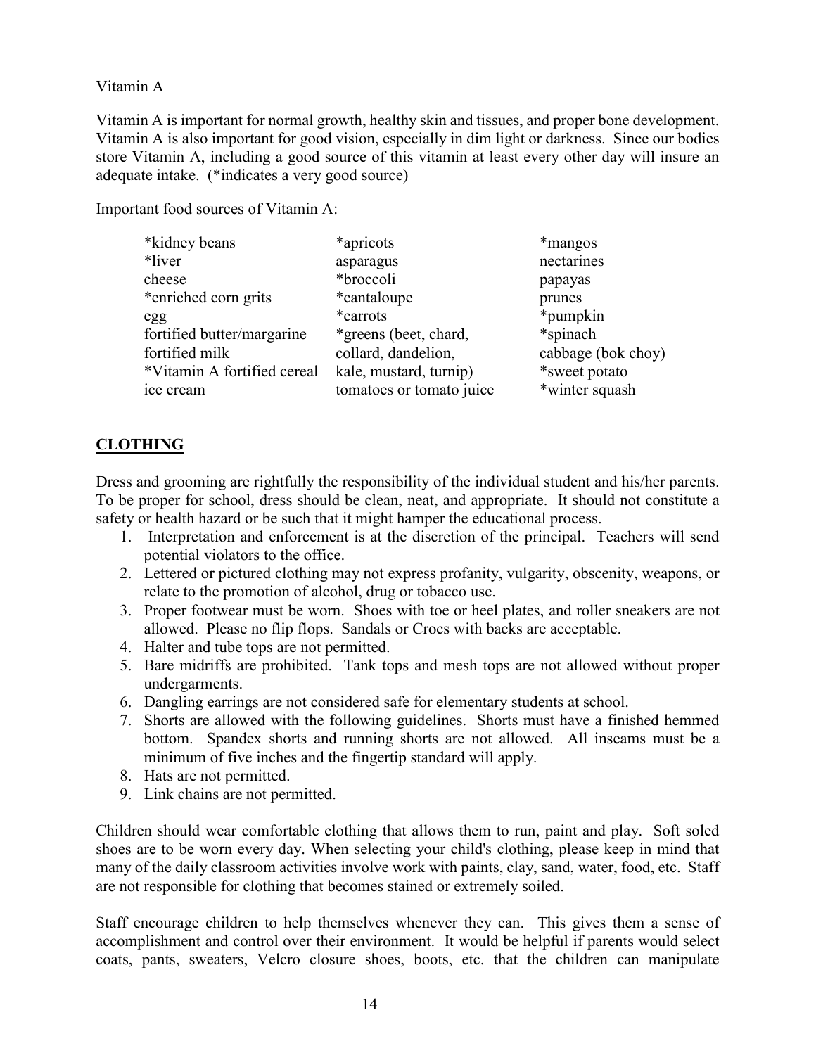Vitamin A

Vitamin A is important for normal growth, healthy skin and tissues, and proper bone development. Vitamin A is also important for good vision, especially in dim light or darkness. Since our bodies store Vitamin A, including a good source of this vitamin at least every other day will insure an adequate intake. (*indicates a very good source)

Important food sources of Vitamin A:

| | | |
|---|---|---|
| *kidney beans | *apricots | *mangos |
| *liver | asparagus | nectarines |
| cheese | *broccoli | papayas |
| *enriched corn grits | *cantaloupe | prunes |
| egg | *carrots | *pumpkin |
| fortified butter/margarine | *greens (beet, chard, | *spinach |
| fortified milk | collard, dandelion, | cabbage (bok choy) |
| *Vitamin A fortified cereal | kale, mustard, turnip) | *sweet potato |
| ice cream | tomatoes or tomato juice | *winter squash |

## CLOTHING

Dress and grooming are rightfully the responsibility of the individual student and his/her parents. To be proper for school, dress should be clean, neat, and appropriate. It should not constitute a safety or health hazard or be such that it might hamper the educational process.

1. Interpretation and enforcement is at the discretion of the principal. Teachers will send potential violators to the office.
2. Lettered or pictured clothing may not express profanity, vulgarity, obscenity, weapons, or relate to the promotion of alcohol, drug or tobacco use.
3. Proper footwear must be worn. Shoes with toe or heel plates, and roller sneakers are not allowed. Please no flip flops. Sandals or Crocs with backs are acceptable.
4. Halter and tube tops are not permitted.
5. Bare midriffs are prohibited. Tank tops and mesh tops are not allowed without proper undergarments.
6. Dangling earrings are not considered safe for elementary students at school.
7. Shorts are allowed with the following guidelines. Shorts must have a finished hemmed bottom. Spandex shorts and running shorts are not allowed. All inseams must be a minimum of five inches and the fingertip standard will apply.
8. Hats are not permitted.
9. Link chains are not permitted.

Children should wear comfortable clothing that allows them to run, paint and play. Soft soled shoes are to be worn every day. When selecting your child's clothing, please keep in mind that many of the daily classroom activities involve work with paints, clay, sand, water, food, etc. Staff are not responsible for clothing that becomes stained or extremely soiled.

Staff encourage children to help themselves whenever they can. This gives them a sense of accomplishment and control over their environment. It would be helpful if parents would select coats, pants, sweaters, Velcro closure shoes, boots, etc. that the children can manipulate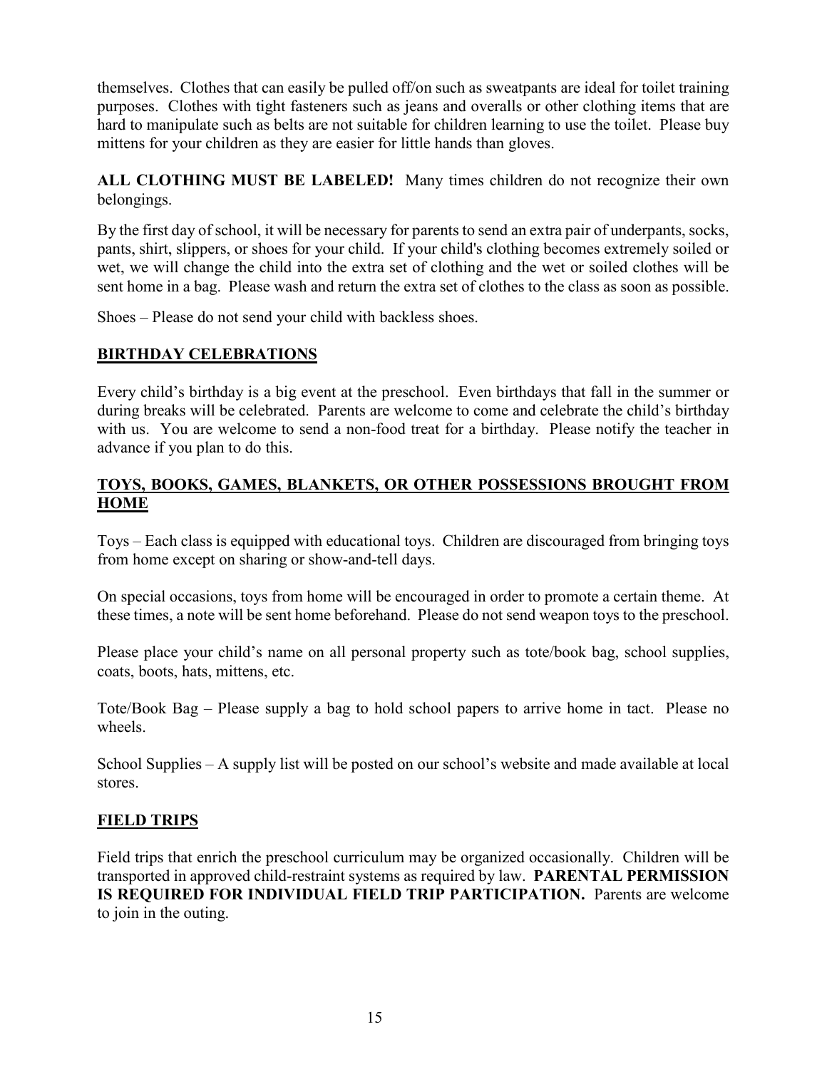themselves. Clothes that can easily be pulled off/on such as sweatpants are ideal for toilet training purposes. Clothes with tight fasteners such as jeans and overalls or other clothing items that are hard to manipulate such as belts are not suitable for children learning to use the toilet. Please buy mittens for your children as they are easier for little hands than gloves.

**ALL CLOTHING MUST BE LABELED!** Many times children do not recognize their own belongings.

By the first day of school, it will be necessary for parents to send an extra pair of underpants, socks, pants, shirt, slippers, or shoes for your child. If your child's clothing becomes extremely soiled or wet, we will change the child into the extra set of clothing and the wet or soiled clothes will be sent home in a bag. Please wash and return the extra set of clothes to the class as soon as possible.

Shoes – Please do not send your child with backless shoes.

## BIRTHDAY CELEBRATIONS

Every child's birthday is a big event at the preschool. Even birthdays that fall in the summer or during breaks will be celebrated. Parents are welcome to come and celebrate the child's birthday with us. You are welcome to send a non-food treat for a birthday. Please notify the teacher in advance if you plan to do this.

## TOYS, BOOKS, GAMES, BLANKETS, OR OTHER POSSESSIONS BROUGHT FROM HOME

Toys – Each class is equipped with educational toys. Children are discouraged from bringing toys from home except on sharing or show-and-tell days.

On special occasions, toys from home will be encouraged in order to promote a certain theme. At these times, a note will be sent home beforehand. Please do not send weapon toys to the preschool.

Please place your child's name on all personal property such as tote/book bag, school supplies, coats, boots, hats, mittens, etc.

Tote/Book Bag – Please supply a bag to hold school papers to arrive home in tact. Please no wheels.

School Supplies – A supply list will be posted on our school's website and made available at local stores.

## FIELD TRIPS

Field trips that enrich the preschool curriculum may be organized occasionally. Children will be transported in approved child-restraint systems as required by law. **PARENTAL PERMISSION IS REQUIRED FOR INDIVIDUAL FIELD TRIP PARTICIPATION.** Parents are welcome to join in the outing.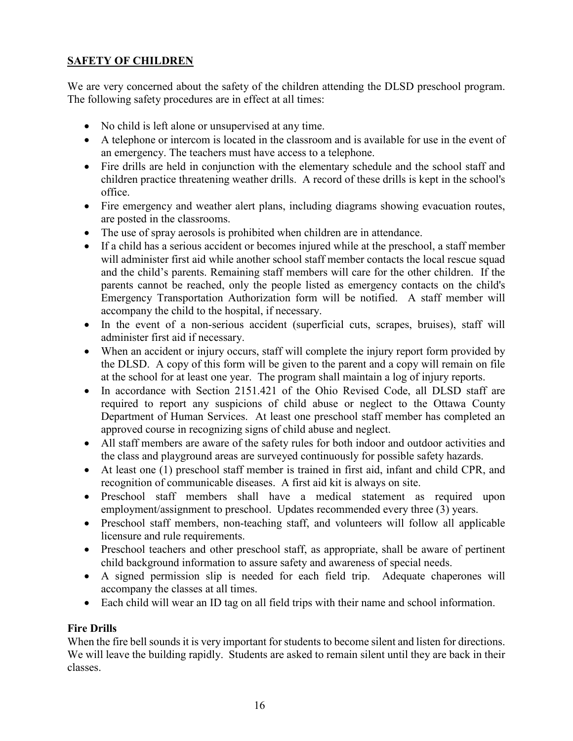## **SAFETY OF CHILDREN**

We are very concerned about the safety of the children attending the DLSD preschool program. The following safety procedures are in effect at all times:

- No child is left alone or unsupervised at any time.
- A telephone or intercom is located in the classroom and is available for use in the event of an emergency. The teachers must have access to a telephone.
- Fire drills are held in conjunction with the elementary schedule and the school staff and children practice threatening weather drills. A record of these drills is kept in the school's office.
- Fire emergency and weather alert plans, including diagrams showing evacuation routes, are posted in the classrooms.
- The use of spray aerosols is prohibited when children are in attendance.
- If a child has a serious accident or becomes injured while at the preschool, a staff member will administer first aid while another school staff member contacts the local rescue squad and the child's parents. Remaining staff members will care for the other children. If the parents cannot be reached, only the people listed as emergency contacts on the child's Emergency Transportation Authorization form will be notified. A staff member will accompany the child to the hospital, if necessary.
- In the event of a non-serious accident (superficial cuts, scrapes, bruises), staff will administer first aid if necessary.
- When an accident or injury occurs, staff will complete the injury report form provided by the DLSD. A copy of this form will be given to the parent and a copy will remain on file at the school for at least one year. The program shall maintain a log of injury reports.
- In accordance with Section 2151.421 of the Ohio Revised Code, all DLSD staff are required to report any suspicions of child abuse or neglect to the Ottawa County Department of Human Services. At least one preschool staff member has completed an approved course in recognizing signs of child abuse and neglect.
- All staff members are aware of the safety rules for both indoor and outdoor activities and the class and playground areas are surveyed continuously for possible safety hazards.
- At least one (1) preschool staff member is trained in first aid, infant and child CPR, and recognition of communicable diseases. A first aid kit is always on site.
- Preschool staff members shall have a medical statement as required upon employment/assignment to preschool. Updates recommended every three (3) years.
- Preschool staff members, non-teaching staff, and volunteers will follow all applicable licensure and rule requirements.
- Preschool teachers and other preschool staff, as appropriate, shall be aware of pertinent child background information to assure safety and awareness of special needs.
- A signed permission slip is needed for each field trip. Adequate chaperones will accompany the classes at all times.
- Each child will wear an ID tag on all field trips with their name and school information.

### **Fire Drills**

When the fire bell sounds it is very important for students to become silent and listen for directions. We will leave the building rapidly. Students are asked to remain silent until they are back in their classes.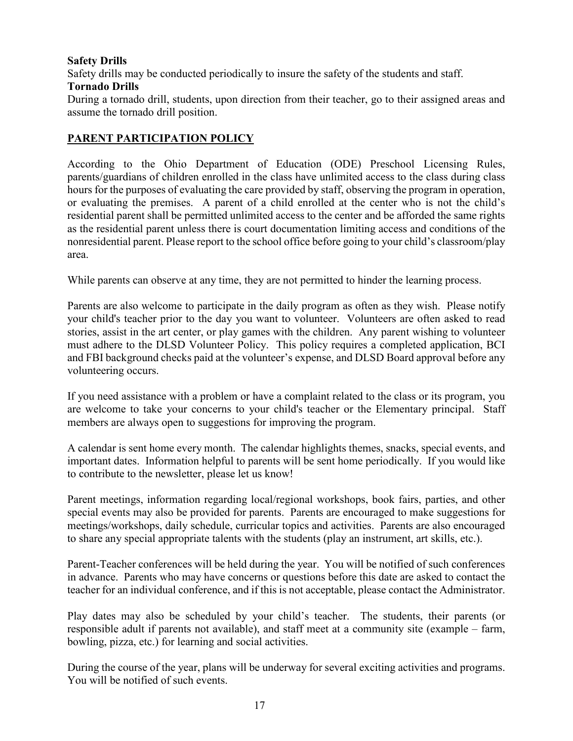**Safety Drills**

Safety drills may be conducted periodically to insure the safety of the students and staff.

**Tornado Drills**

During a tornado drill, students, upon direction from their teacher, go to their assigned areas and assume the tornado drill position.

## PARENT PARTICIPATION POLICY

According to the Ohio Department of Education (ODE) Preschool Licensing Rules, parents/guardians of children enrolled in the class have unlimited access to the class during class hours for the purposes of evaluating the care provided by staff, observing the program in operation, or evaluating the premises. A parent of a child enrolled at the center who is not the child's residential parent shall be permitted unlimited access to the center and be afforded the same rights as the residential parent unless there is court documentation limiting access and conditions of the nonresidential parent. Please report to the school office before going to your child's classroom/play area.

While parents can observe at any time, they are not permitted to hinder the learning process.

Parents are also welcome to participate in the daily program as often as they wish. Please notify your child's teacher prior to the day you want to volunteer. Volunteers are often asked to read stories, assist in the art center, or play games with the children. Any parent wishing to volunteer must adhere to the DLSD Volunteer Policy. This policy requires a completed application, BCI and FBI background checks paid at the volunteer's expense, and DLSD Board approval before any volunteering occurs.

If you need assistance with a problem or have a complaint related to the class or its program, you are welcome to take your concerns to your child's teacher or the Elementary principal. Staff members are always open to suggestions for improving the program.

A calendar is sent home every month. The calendar highlights themes, snacks, special events, and important dates. Information helpful to parents will be sent home periodically. If you would like to contribute to the newsletter, please let us know!

Parent meetings, information regarding local/regional workshops, book fairs, parties, and other special events may also be provided for parents. Parents are encouraged to make suggestions for meetings/workshops, daily schedule, curricular topics and activities. Parents are also encouraged to share any special appropriate talents with the students (play an instrument, art skills, etc.).

Parent-Teacher conferences will be held during the year. You will be notified of such conferences in advance. Parents who may have concerns or questions before this date are asked to contact the teacher for an individual conference, and if this is not acceptable, please contact the Administrator.

Play dates may also be scheduled by your child's teacher. The students, their parents (or responsible adult if parents not available), and staff meet at a community site (example – farm, bowling, pizza, etc.) for learning and social activities.

During the course of the year, plans will be underway for several exciting activities and programs. You will be notified of such events.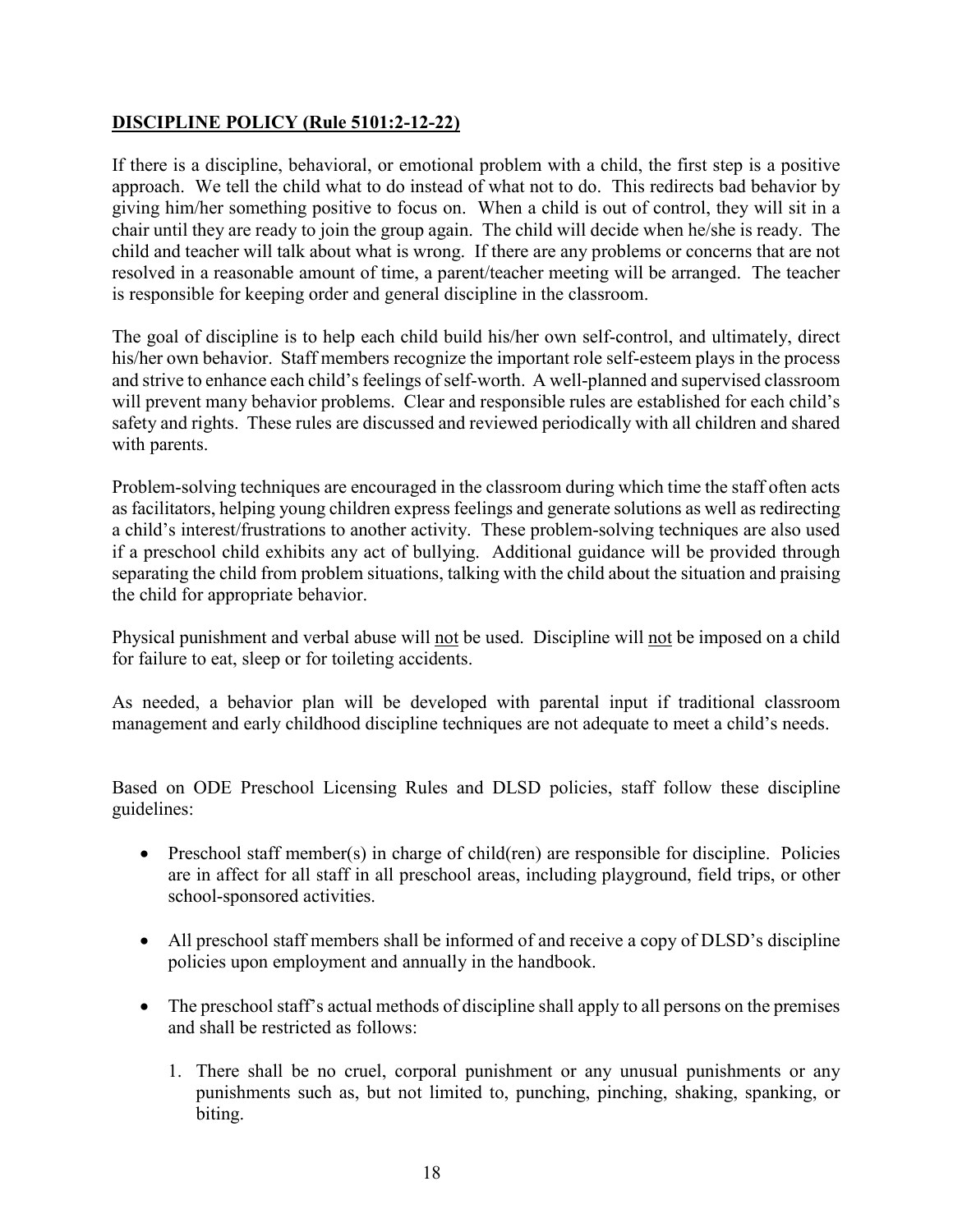## **DISCIPLINE POLICY (Rule 5101:2-12-22)**

If there is a discipline, behavioral, or emotional problem with a child, the first step is a positive approach. We tell the child what to do instead of what not to do. This redirects bad behavior by giving him/her something positive to focus on. When a child is out of control, they will sit in a chair until they are ready to join the group again. The child will decide when he/she is ready. The child and teacher will talk about what is wrong. If there are any problems or concerns that are not resolved in a reasonable amount of time, a parent/teacher meeting will be arranged. The teacher is responsible for keeping order and general discipline in the classroom.

The goal of discipline is to help each child build his/her own self-control, and ultimately, direct his/her own behavior. Staff members recognize the important role self-esteem plays in the process and strive to enhance each child's feelings of self-worth. A well-planned and supervised classroom will prevent many behavior problems. Clear and responsible rules are established for each child's safety and rights. These rules are discussed and reviewed periodically with all children and shared with parents.

Problem-solving techniques are encouraged in the classroom during which time the staff often acts as facilitators, helping young children express feelings and generate solutions as well as redirecting a child's interest/frustrations to another activity. These problem-solving techniques are also used if a preschool child exhibits any act of bullying. Additional guidance will be provided through separating the child from problem situations, talking with the child about the situation and praising the child for appropriate behavior.

Physical punishment and verbal abuse will <u>not</u> be used. Discipline will <u>not</u> be imposed on a child for failure to eat, sleep or for toileting accidents.

As needed, a behavior plan will be developed with parental input if traditional classroom management and early childhood discipline techniques are not adequate to meet a child's needs.

Based on ODE Preschool Licensing Rules and DLSD policies, staff follow these discipline guidelines:

- Preschool staff member(s) in charge of child(ren) are responsible for discipline. Policies are in affect for all staff in all preschool areas, including playground, field trips, or other school-sponsored activities.
- All preschool staff members shall be informed of and receive a copy of DLSD's discipline policies upon employment and annually in the handbook.
- The preschool staff's actual methods of discipline shall apply to all persons on the premises and shall be restricted as follows:
  1. There shall be no cruel, corporal punishment or any unusual punishments or any punishments such as, but not limited to, punching, pinching, shaking, spanking, or biting.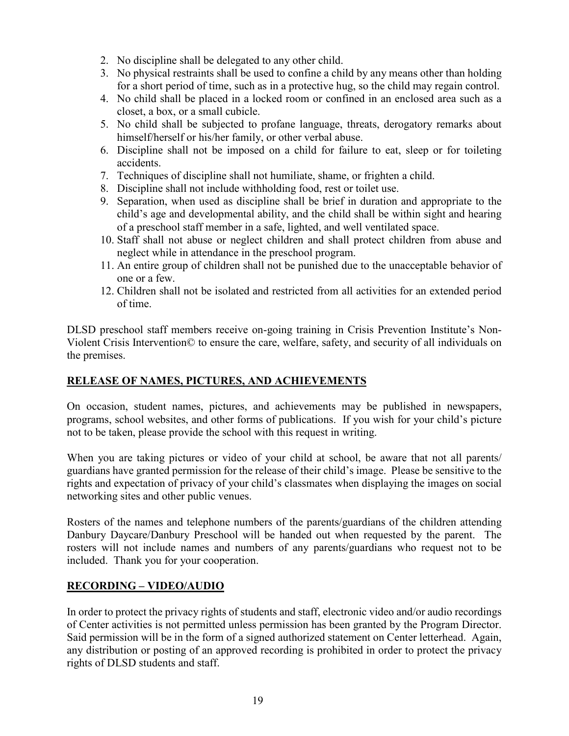2. No discipline shall be delegated to any other child.
3. No physical restraints shall be used to confine a child by any means other than holding for a short period of time, such as in a protective hug, so the child may regain control.
4. No child shall be placed in a locked room or confined in an enclosed area such as a closet, a box, or a small cubicle.
5. No child shall be subjected to profane language, threats, derogatory remarks about himself/herself or his/her family, or other verbal abuse.
6. Discipline shall not be imposed on a child for failure to eat, sleep or for toileting accidents.
7. Techniques of discipline shall not humiliate, shame, or frighten a child.
8. Discipline shall not include withholding food, rest or toilet use.
9. Separation, when used as discipline shall be brief in duration and appropriate to the child's age and developmental ability, and the child shall be within sight and hearing of a preschool staff member in a safe, lighted, and well ventilated space.
10. Staff shall not abuse or neglect children and shall protect children from abuse and neglect while in attendance in the preschool program.
11. An entire group of children shall not be punished due to the unacceptable behavior of one or a few.
12. Children shall not be isolated and restricted from all activities for an extended period of time.

DLSD preschool staff members receive on-going training in Crisis Prevention Institute's Non-Violent Crisis Intervention© to ensure the care, welfare, safety, and security of all individuals on the premises.

## RELEASE OF NAMES, PICTURES, AND ACHIEVEMENTS

On occasion, student names, pictures, and achievements may be published in newspapers, programs, school websites, and other forms of publications. If you wish for your child's picture not to be taken, please provide the school with this request in writing.

When you are taking pictures or video of your child at school, be aware that not all parents/ guardians have granted permission for the release of their child's image. Please be sensitive to the rights and expectation of privacy of your child's classmates when displaying the images on social networking sites and other public venues.

Rosters of the names and telephone numbers of the parents/guardians of the children attending Danbury Daycare/Danbury Preschool will be handed out when requested by the parent. The rosters will not include names and numbers of any parents/guardians who request not to be included. Thank you for your cooperation.

## RECORDING – VIDEO/AUDIO

In order to protect the privacy rights of students and staff, electronic video and/or audio recordings of Center activities is not permitted unless permission has been granted by the Program Director. Said permission will be in the form of a signed authorized statement on Center letterhead. Again, any distribution or posting of an approved recording is prohibited in order to protect the privacy rights of DLSD students and staff.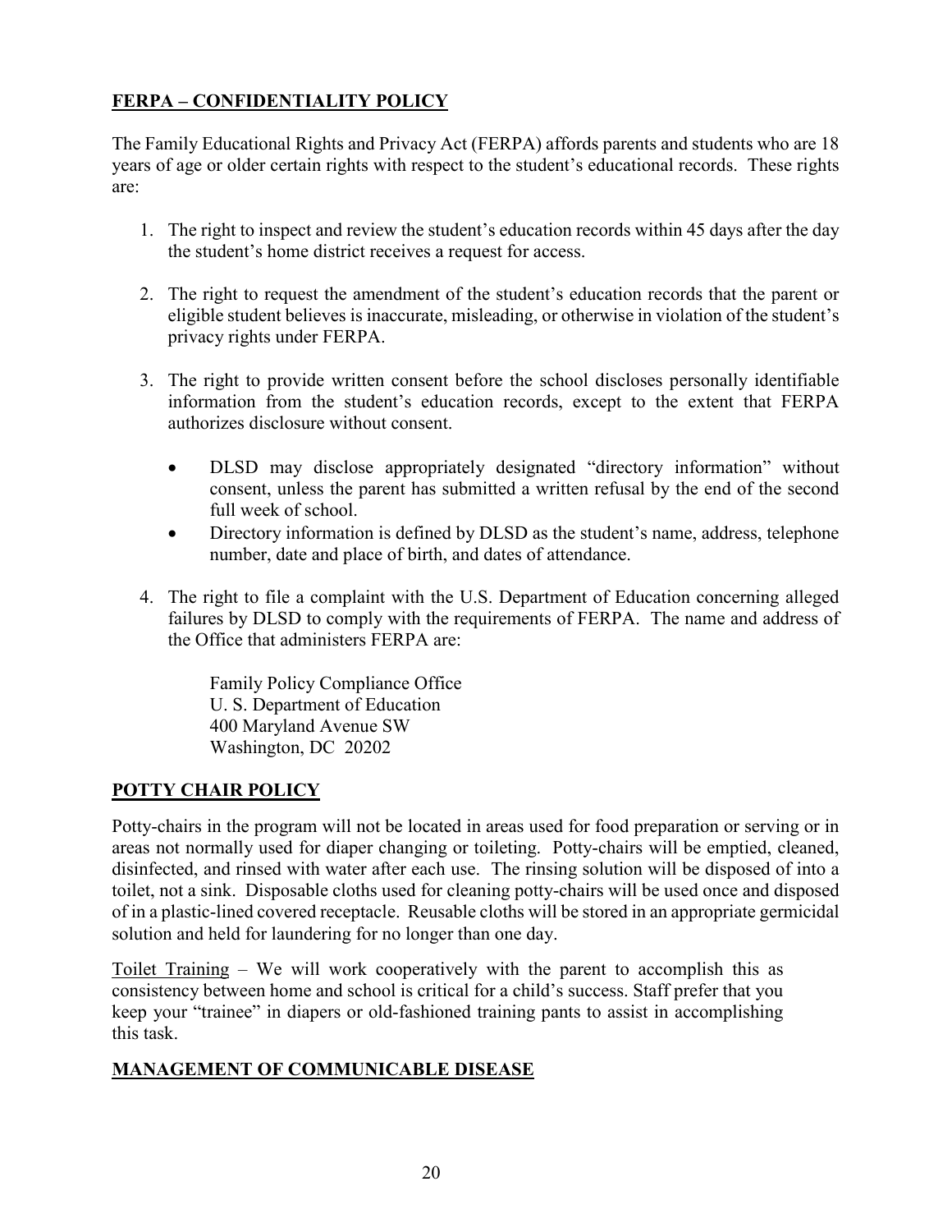## FERPA – CONFIDENTIALITY POLICY

The Family Educational Rights and Privacy Act (FERPA) affords parents and students who are 18 years of age or older certain rights with respect to the student's educational records. These rights are:

1. The right to inspect and review the student's education records within 45 days after the day the student's home district receives a request for access.

2. The right to request the amendment of the student's education records that the parent or eligible student believes is inaccurate, misleading, or otherwise in violation of the student's privacy rights under FERPA.

3. The right to provide written consent before the school discloses personally identifiable information from the student's education records, except to the extent that FERPA authorizes disclosure without consent.

   - DLSD may disclose appropriately designated "directory information" without consent, unless the parent has submitted a written refusal by the end of the second full week of school.
   - Directory information is defined by DLSD as the student's name, address, telephone number, date and place of birth, and dates of attendance.

4. The right to file a complaint with the U.S. Department of Education concerning alleged failures by DLSD to comply with the requirements of FERPA. The name and address of the Office that administers FERPA are:

   Family Policy Compliance Office
   U. S. Department of Education
   400 Maryland Avenue SW
   Washington, DC 20202

## POTTY CHAIR POLICY

Potty-chairs in the program will not be located in areas used for food preparation or serving or in areas not normally used for diaper changing or toileting. Potty-chairs will be emptied, cleaned, disinfected, and rinsed with water after each use. The rinsing solution will be disposed of into a toilet, not a sink. Disposable cloths used for cleaning potty-chairs will be used once and disposed of in a plastic-lined covered receptacle. Reusable cloths will be stored in an appropriate germicidal solution and held for laundering for no longer than one day.

Toilet Training – We will work cooperatively with the parent to accomplish this as consistency between home and school is critical for a child's success. Staff prefer that you keep your "trainee" in diapers or old-fashioned training pants to assist in accomplishing this task.

## MANAGEMENT OF COMMUNICABLE DISEASE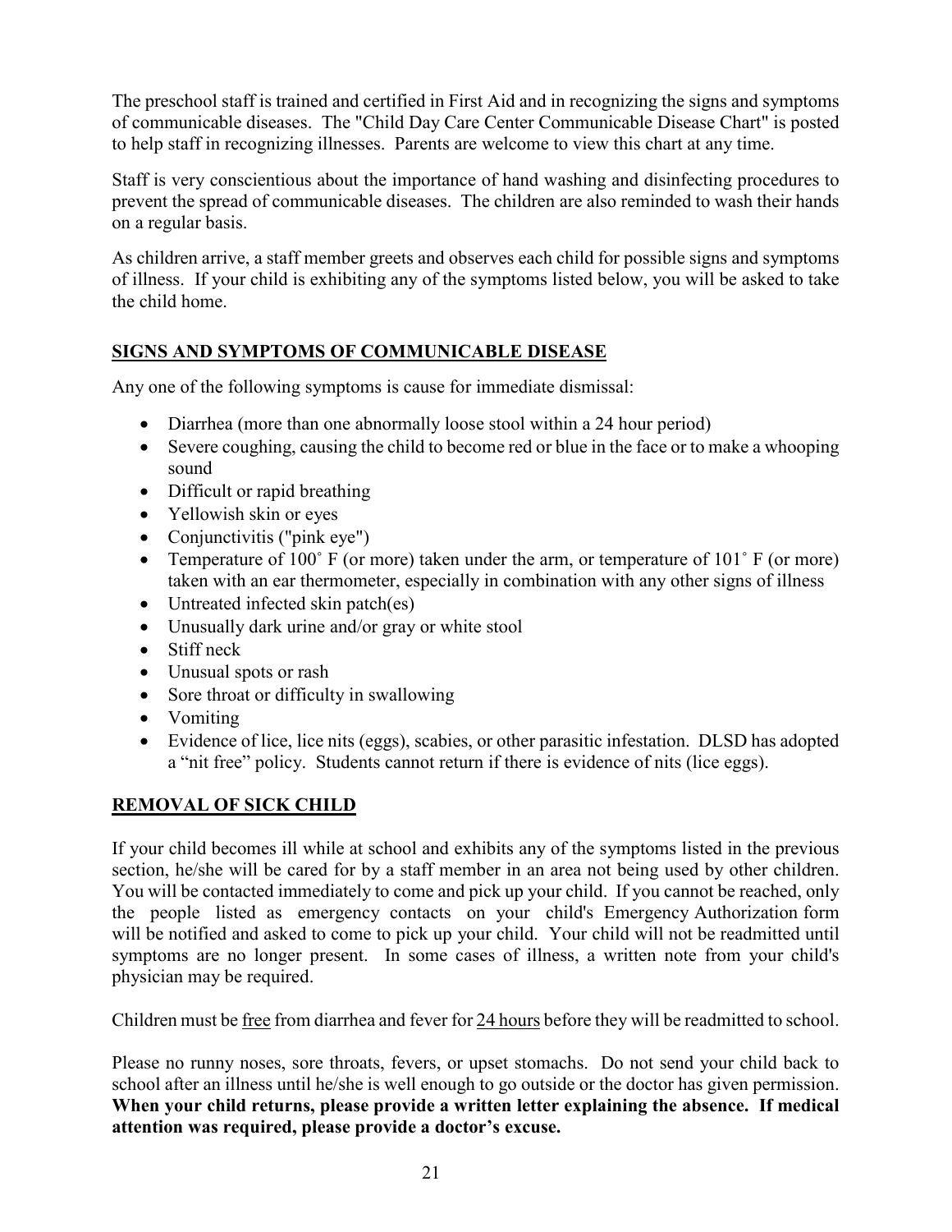The preschool staff is trained and certified in First Aid and in recognizing the signs and symptoms of communicable diseases. The "Child Day Care Center Communicable Disease Chart" is posted to help staff in recognizing illnesses. Parents are welcome to view this chart at any time.

Staff is very conscientious about the importance of hand washing and disinfecting procedures to prevent the spread of communicable diseases. The children are also reminded to wash their hands on a regular basis.

As children arrive, a staff member greets and observes each child for possible signs and symptoms of illness. If your child is exhibiting any of the symptoms listed below, you will be asked to take the child home.

## SIGNS AND SYMPTOMS OF COMMUNICABLE DISEASE

Any one of the following symptoms is cause for immediate dismissal:

- Diarrhea (more than one abnormally loose stool within a 24 hour period)
- Severe coughing, causing the child to become red or blue in the face or to make a whooping sound
- Difficult or rapid breathing
- Yellowish skin or eyes
- Conjunctivitis ("pink eye")
- Temperature of 100˚ F (or more) taken under the arm, or temperature of 101˚ F (or more) taken with an ear thermometer, especially in combination with any other signs of illness
- Untreated infected skin patch(es)
- Unusually dark urine and/or gray or white stool
- Stiff neck
- Unusual spots or rash
- Sore throat or difficulty in swallowing
- Vomiting
- Evidence of lice, lice nits (eggs), scabies, or other parasitic infestation. DLSD has adopted a "nit free" policy. Students cannot return if there is evidence of nits (lice eggs).

## REMOVAL OF SICK CHILD

If your child becomes ill while at school and exhibits any of the symptoms listed in the previous section, he/she will be cared for by a staff member in an area not being used by other children. You will be contacted immediately to come and pick up your child. If you cannot be reached, only the people listed as emergency contacts on your child's Emergency Authorization form will be notified and asked to come to pick up your child. Your child will not be readmitted until symptoms are no longer present. In some cases of illness, a written note from your child's physician may be required.

Children must be free from diarrhea and fever for 24 hours before they will be readmitted to school.

Please no runny noses, sore throats, fevers, or upset stomachs. Do not send your child back to school after an illness until he/she is well enough to go outside or the doctor has given permission. **When your child returns, please provide a written letter explaining the absence. If medical attention was required, please provide a doctor's excuse.**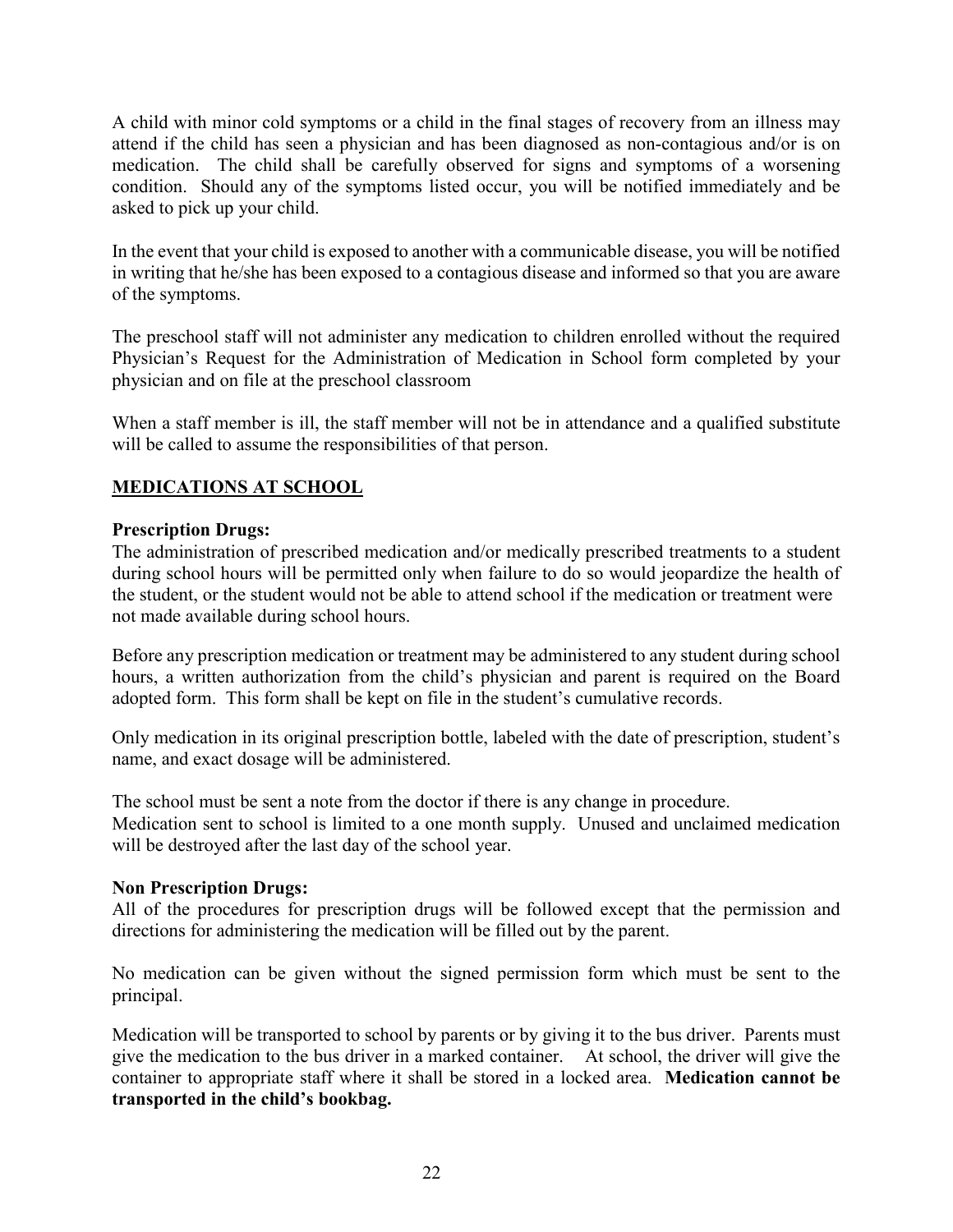A child with minor cold symptoms or a child in the final stages of recovery from an illness may attend if the child has seen a physician and has been diagnosed as non-contagious and/or is on medication. The child shall be carefully observed for signs and symptoms of a worsening condition. Should any of the symptoms listed occur, you will be notified immediately and be asked to pick up your child.

In the event that your child is exposed to another with a communicable disease, you will be notified in writing that he/she has been exposed to a contagious disease and informed so that you are aware of the symptoms.

The preschool staff will not administer any medication to children enrolled without the required Physician's Request for the Administration of Medication in School form completed by your physician and on file at the preschool classroom

When a staff member is ill, the staff member will not be in attendance and a qualified substitute will be called to assume the responsibilities of that person.

## MEDICATIONS AT SCHOOL

**Prescription Drugs:**
The administration of prescribed medication and/or medically prescribed treatments to a student during school hours will be permitted only when failure to do so would jeopardize the health of the student, or the student would not be able to attend school if the medication or treatment were not made available during school hours.

Before any prescription medication or treatment may be administered to any student during school hours, a written authorization from the child's physician and parent is required on the Board adopted form. This form shall be kept on file in the student's cumulative records.

Only medication in its original prescription bottle, labeled with the date of prescription, student's name, and exact dosage will be administered.

The school must be sent a note from the doctor if there is any change in procedure.
Medication sent to school is limited to a one month supply. Unused and unclaimed medication will be destroyed after the last day of the school year.

**Non Prescription Drugs:**
All of the procedures for prescription drugs will be followed except that the permission and directions for administering the medication will be filled out by the parent.

No medication can be given without the signed permission form which must be sent to the principal.

Medication will be transported to school by parents or by giving it to the bus driver. Parents must give the medication to the bus driver in a marked container. At school, the driver will give the container to appropriate staff where it shall be stored in a locked area. **Medication cannot be transported in the child's bookbag.**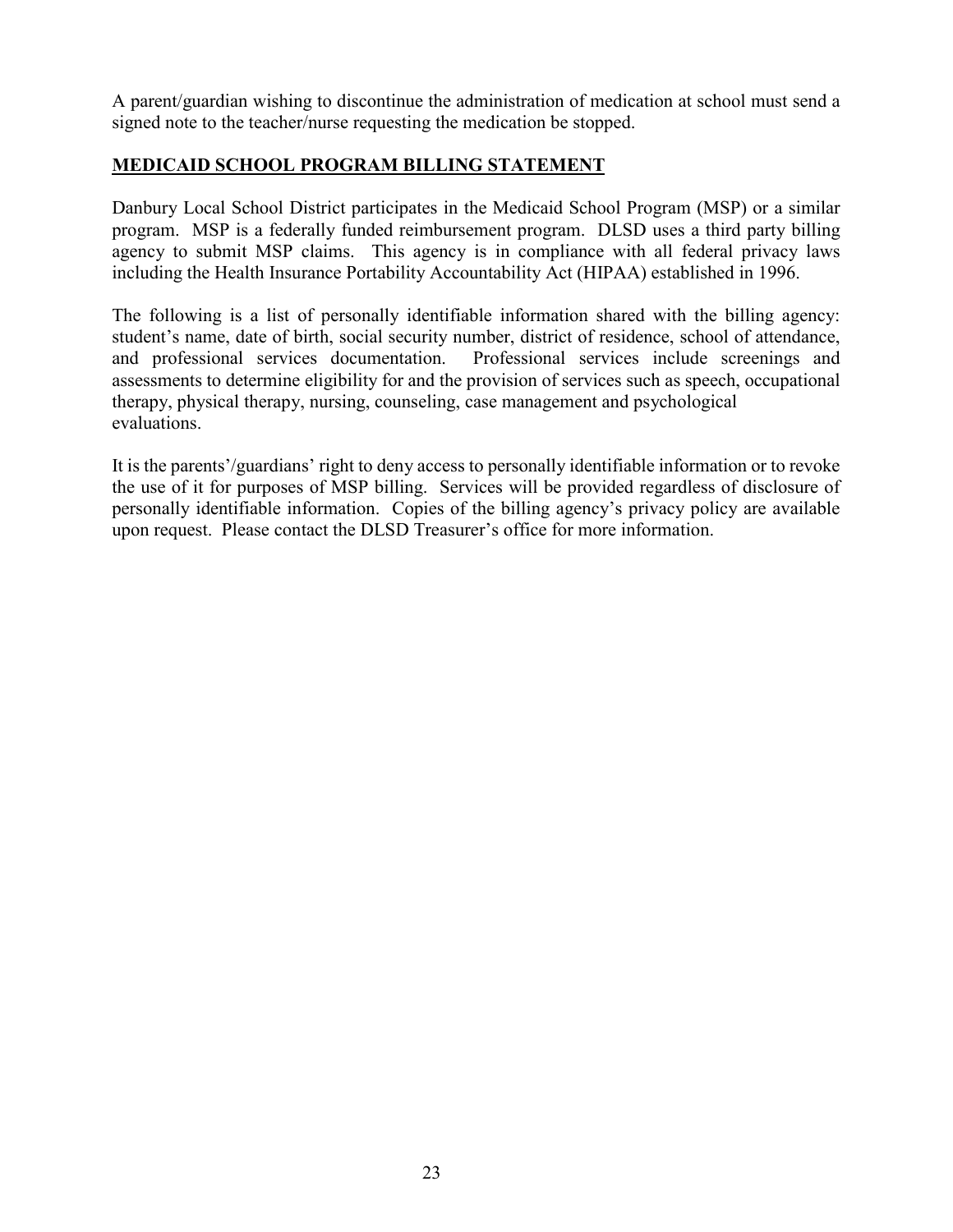A parent/guardian wishing to discontinue the administration of medication at school must send a signed note to the teacher/nurse requesting the medication be stopped.

## MEDICAID SCHOOL PROGRAM BILLING STATEMENT

Danbury Local School District participates in the Medicaid School Program (MSP) or a similar program. MSP is a federally funded reimbursement program. DLSD uses a third party billing agency to submit MSP claims. This agency is in compliance with all federal privacy laws including the Health Insurance Portability Accountability Act (HIPAA) established in 1996.

The following is a list of personally identifiable information shared with the billing agency: student's name, date of birth, social security number, district of residence, school of attendance, and professional services documentation. Professional services include screenings and assessments to determine eligibility for and the provision of services such as speech, occupational therapy, physical therapy, nursing, counseling, case management and psychological evaluations.

It is the parents'/guardians' right to deny access to personally identifiable information or to revoke the use of it for purposes of MSP billing. Services will be provided regardless of disclosure of personally identifiable information. Copies of the billing agency's privacy policy are available upon request. Please contact the DLSD Treasurer's office for more information.